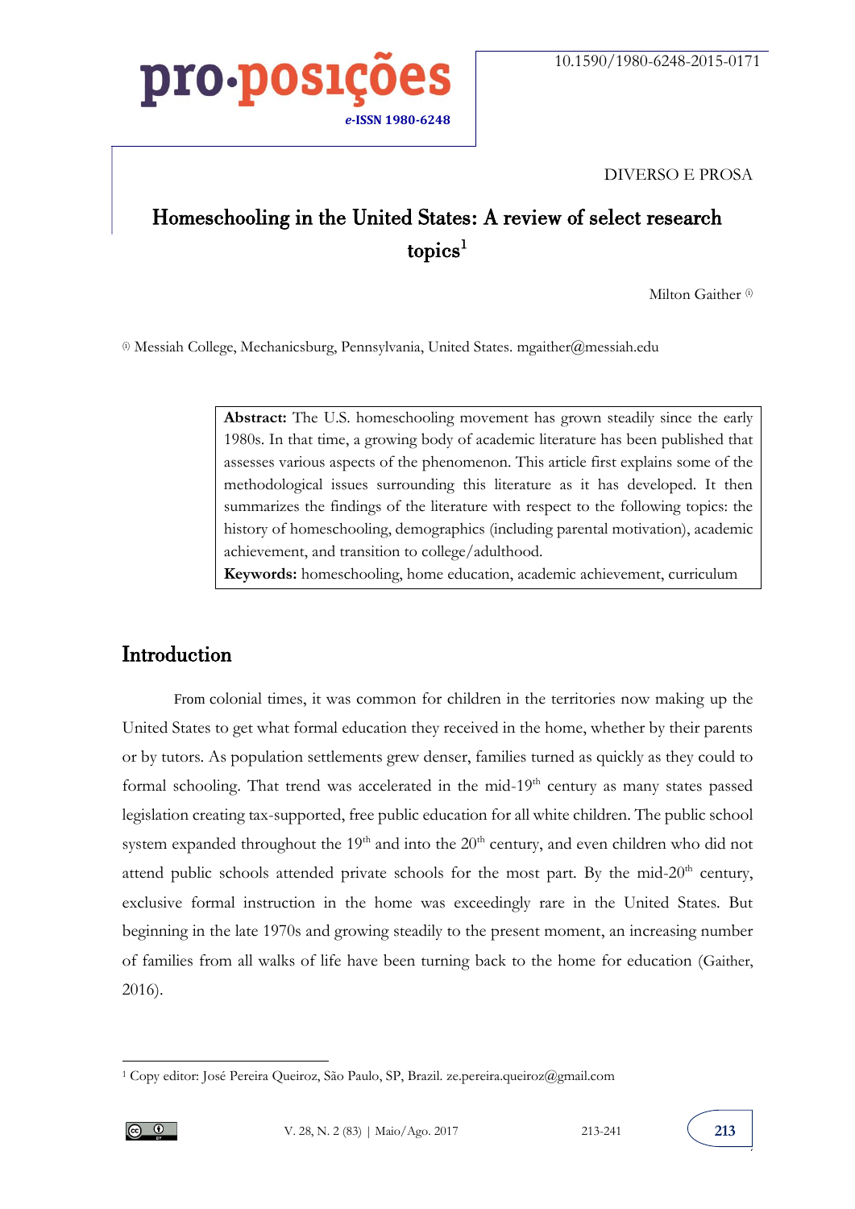10.1590/1980-6248-2015-0171

DIVERSO E PROSA

# Homeschooling in the United States: A review of select research topics[1]

Milton Gaither [(i)]

[(i)] Messiah College, Mechanicsburg, Pennsylvania, United States. mgaither@messiah.edu

> **Abstract:** The U.S. homeschooling movement has grown steadily since the early 1980s. In that time, a growing body of academic literature has been published that assesses various aspects of the phenomenon. This article first explains some of the methodological issues surrounding this literature as it has developed. It then summarizes the findings of the literature with respect to the following topics: the history of homeschooling, demographics (including parental motivation), academic achievement, and transition to college/adulthood.
> **Keywords:** homeschooling, home education, academic achievement, curriculum

## Introduction

From colonial times, it was common for children in the territories now making up the United States to get what formal education they received in the home, whether by their parents or by tutors. As population settlements grew denser, families turned as quickly as they could to formal schooling. That trend was accelerated in the mid-19th century as many states passed legislation creating tax-supported, free public education for all white children. The public school system expanded throughout the 19th and into the 20th century, and even children who did not attend public schools attended private schools for the most part. By the mid-20th century, exclusive formal instruction in the home was exceedingly rare in the United States. But beginning in the late 1970s and growing steadily to the present moment, an increasing number of families from all walks of life have been turning back to the home for education (Gaither, 2016).

---

[1] Copy editor: José Pereira Queiroz, São Paulo, SP, Brazil. ze.pereira.queiroz@gmail.com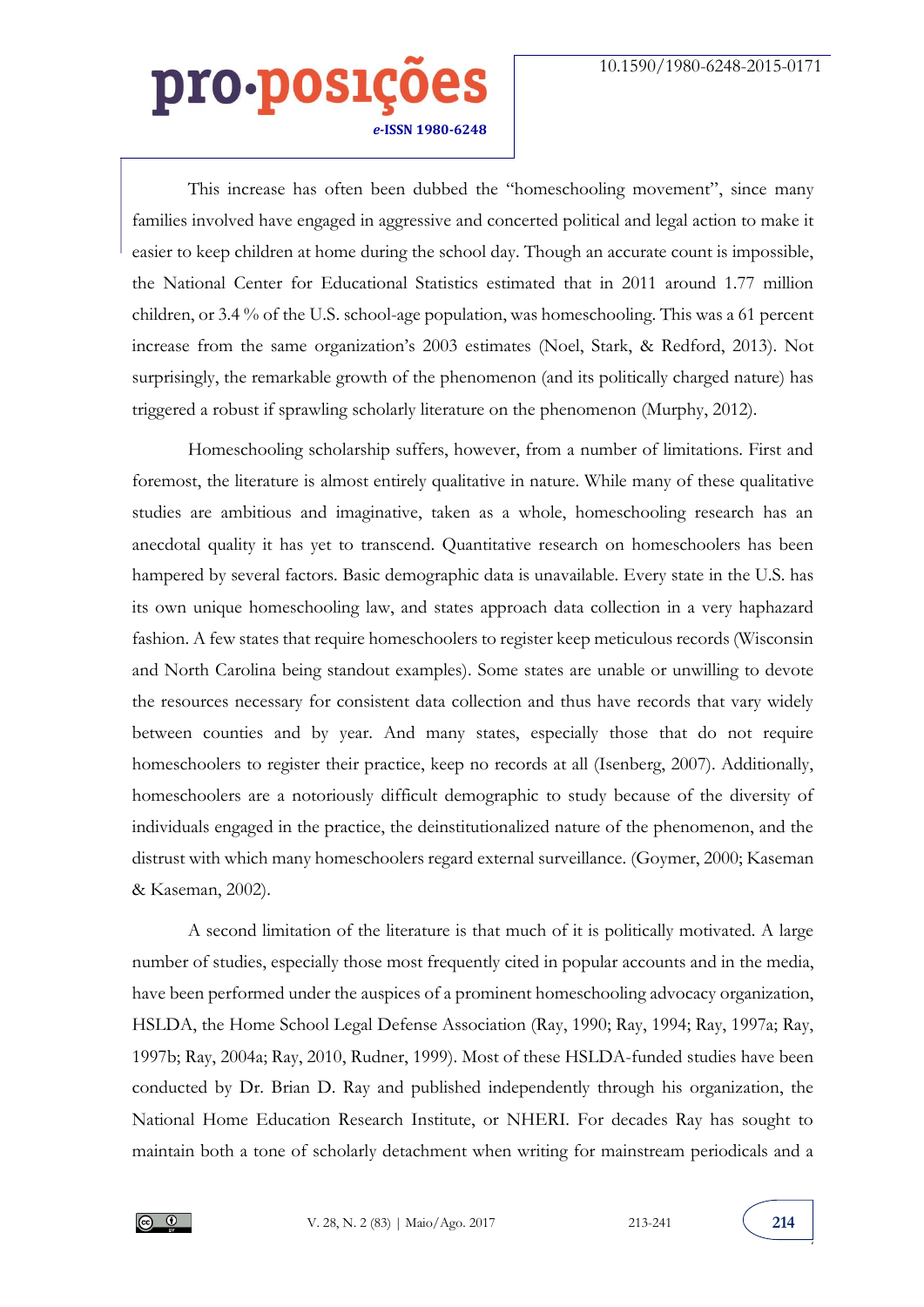This increase has often been dubbed the "homeschooling movement", since many families involved have engaged in aggressive and concerted political and legal action to make it easier to keep children at home during the school day. Though an accurate count is impossible, the National Center for Educational Statistics estimated that in 2011 around 1.77 million children, or 3.4 % of the U.S. school-age population, was homeschooling. This was a 61 percent increase from the same organization's 2003 estimates (Noel, Stark, & Redford, 2013). Not surprisingly, the remarkable growth of the phenomenon (and its politically charged nature) has triggered a robust if sprawling scholarly literature on the phenomenon (Murphy, 2012).

Homeschooling scholarship suffers, however, from a number of limitations. First and foremost, the literature is almost entirely qualitative in nature. While many of these qualitative studies are ambitious and imaginative, taken as a whole, homeschooling research has an anecdotal quality it has yet to transcend. Quantitative research on homeschoolers has been hampered by several factors. Basic demographic data is unavailable. Every state in the U.S. has its own unique homeschooling law, and states approach data collection in a very haphazard fashion. A few states that require homeschoolers to register keep meticulous records (Wisconsin and North Carolina being standout examples). Some states are unable or unwilling to devote the resources necessary for consistent data collection and thus have records that vary widely between counties and by year. And many states, especially those that do not require homeschoolers to register their practice, keep no records at all (Isenberg, 2007). Additionally, homeschoolers are a notoriously difficult demographic to study because of the diversity of individuals engaged in the practice, the deinstitutionalized nature of the phenomenon, and the distrust with which many homeschoolers regard external surveillance. (Goymer, 2000; Kaseman & Kaseman, 2002).

A second limitation of the literature is that much of it is politically motivated. A large number of studies, especially those most frequently cited in popular accounts and in the media, have been performed under the auspices of a prominent homeschooling advocacy organization, HSLDA, the Home School Legal Defense Association (Ray, 1990; Ray, 1994; Ray, 1997a; Ray, 1997b; Ray, 2004a; Ray, 2010, Rudner, 1999). Most of these HSLDA-funded studies have been conducted by Dr. Brian D. Ray and published independently through his organization, the National Home Education Research Institute, or NHERI. For decades Ray has sought to maintain both a tone of scholarly detachment when writing for mainstream periodicals and a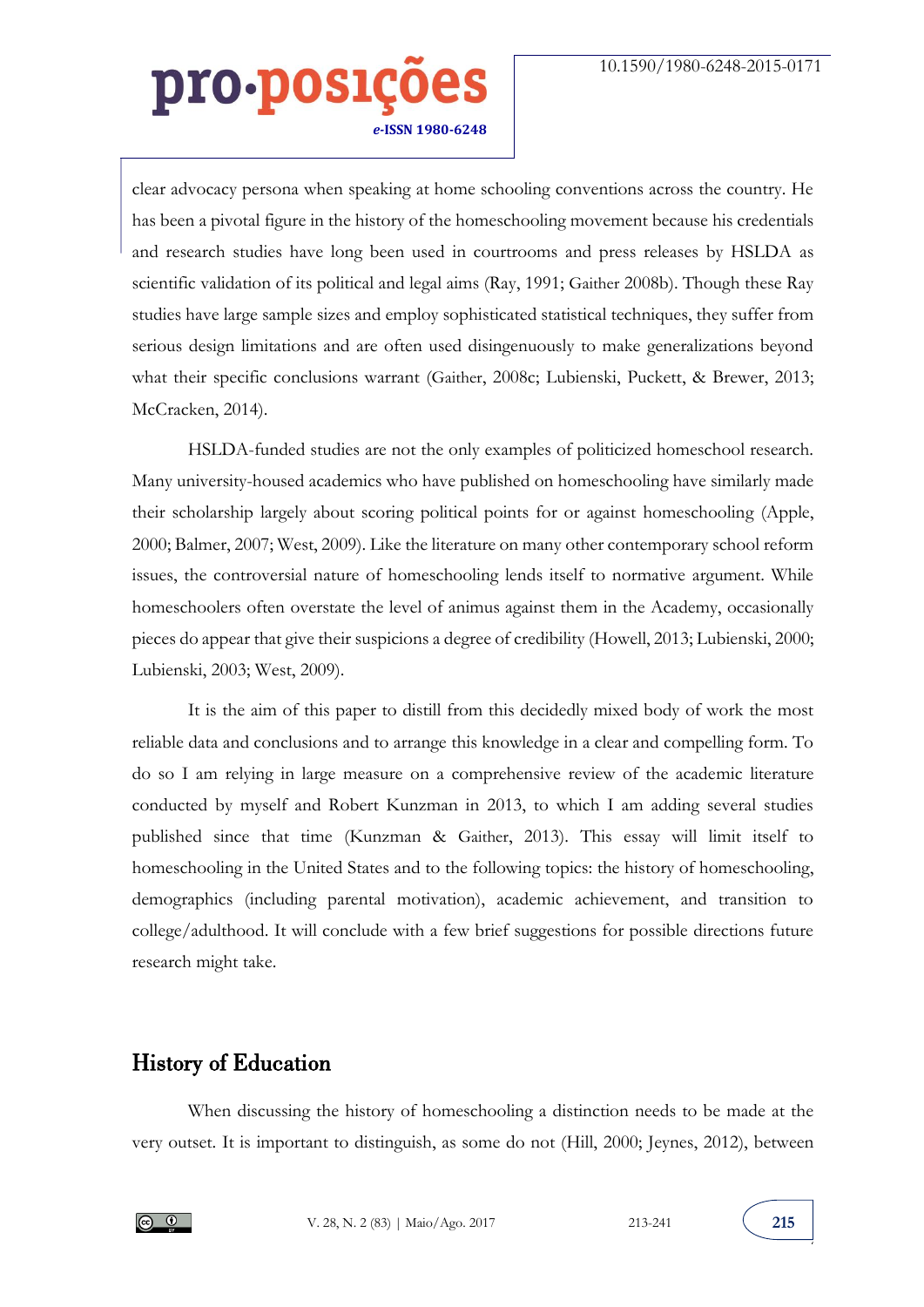clear advocacy persona when speaking at home schooling conventions across the country. He has been a pivotal figure in the history of the homeschooling movement because his credentials and research studies have long been used in courtrooms and press releases by HSLDA as scientific validation of its political and legal aims (Ray, 1991; Gaither 2008b). Though these Ray studies have large sample sizes and employ sophisticated statistical techniques, they suffer from serious design limitations and are often used disingenuously to make generalizations beyond what their specific conclusions warrant (Gaither, 2008c; Lubienski, Puckett, & Brewer, 2013; McCracken, 2014).

HSLDA-funded studies are not the only examples of politicized homeschool research. Many university-housed academics who have published on homeschooling have similarly made their scholarship largely about scoring political points for or against homeschooling (Apple, 2000; Balmer, 2007; West, 2009). Like the literature on many other contemporary school reform issues, the controversial nature of homeschooling lends itself to normative argument. While homeschoolers often overstate the level of animus against them in the Academy, occasionally pieces do appear that give their suspicions a degree of credibility (Howell, 2013; Lubienski, 2000; Lubienski, 2003; West, 2009).

It is the aim of this paper to distill from this decidedly mixed body of work the most reliable data and conclusions and to arrange this knowledge in a clear and compelling form. To do so I am relying in large measure on a comprehensive review of the academic literature conducted by myself and Robert Kunzman in 2013, to which I am adding several studies published since that time (Kunzman & Gaither, 2013). This essay will limit itself to homeschooling in the United States and to the following topics: the history of homeschooling, demographics (including parental motivation), academic achievement, and transition to college/adulthood. It will conclude with a few brief suggestions for possible directions future research might take.

## History of Education

When discussing the history of homeschooling a distinction needs to be made at the very outset. It is important to distinguish, as some do not (Hill, 2000; Jeynes, 2012), between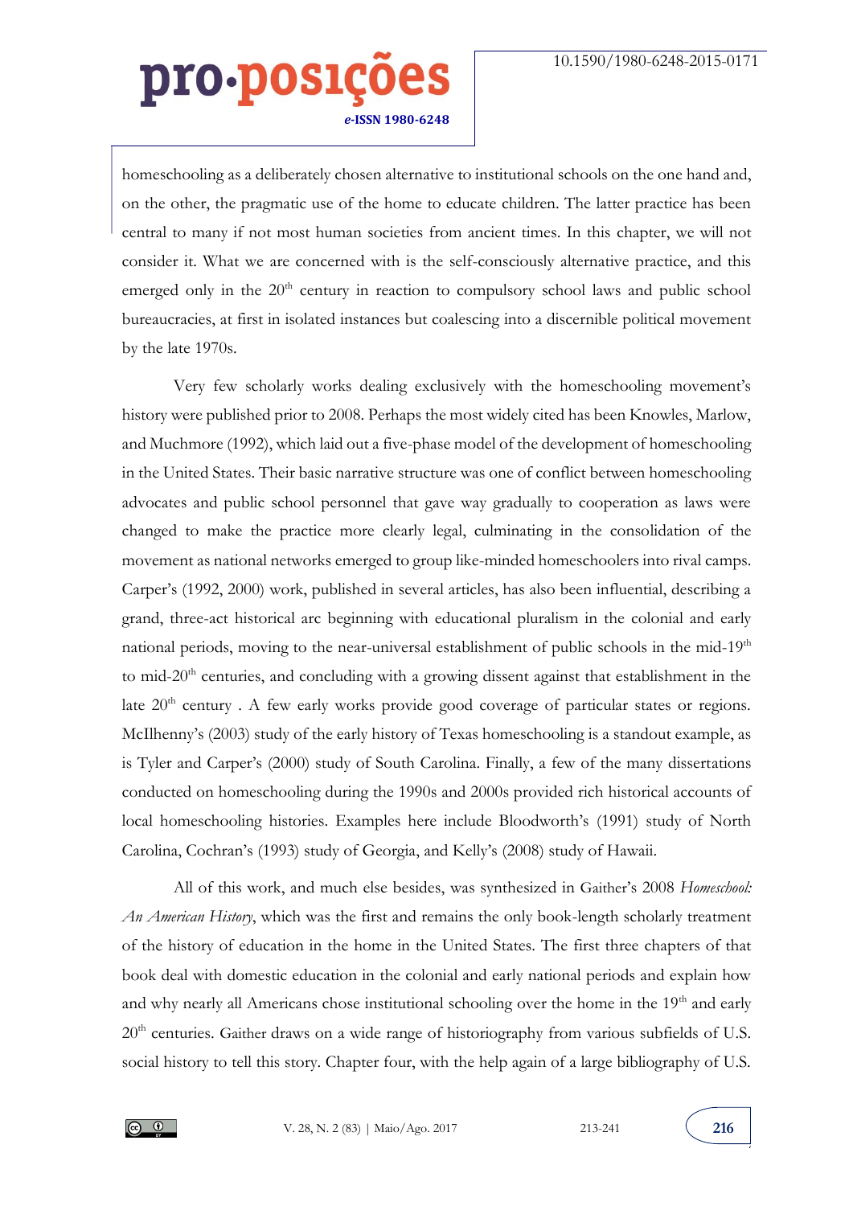homeschooling as a deliberately chosen alternative to institutional schools on the one hand and, on the other, the pragmatic use of the home to educate children. The latter practice has been central to many if not most human societies from ancient times. In this chapter, we will not consider it. What we are concerned with is the self-consciously alternative practice, and this emerged only in the 20th century in reaction to compulsory school laws and public school bureaucracies, at first in isolated instances but coalescing into a discernible political movement by the late 1970s.

Very few scholarly works dealing exclusively with the homeschooling movement's history were published prior to 2008. Perhaps the most widely cited has been Knowles, Marlow, and Muchmore (1992), which laid out a five-phase model of the development of homeschooling in the United States. Their basic narrative structure was one of conflict between homeschooling advocates and public school personnel that gave way gradually to cooperation as laws were changed to make the practice more clearly legal, culminating in the consolidation of the movement as national networks emerged to group like-minded homeschoolers into rival camps. Carper's (1992, 2000) work, published in several articles, has also been influential, describing a grand, three-act historical arc beginning with educational pluralism in the colonial and early national periods, moving to the near-universal establishment of public schools in the mid-19th to mid-20th centuries, and concluding with a growing dissent against that establishment in the late 20th century . A few early works provide good coverage of particular states or regions. McIlhenny's (2003) study of the early history of Texas homeschooling is a standout example, as is Tyler and Carper's (2000) study of South Carolina. Finally, a few of the many dissertations conducted on homeschooling during the 1990s and 2000s provided rich historical accounts of local homeschooling histories. Examples here include Bloodworth's (1991) study of North Carolina, Cochran's (1993) study of Georgia, and Kelly's (2008) study of Hawaii.

All of this work, and much else besides, was synthesized in Gaither's 2008 *Homeschool: An American History*, which was the first and remains the only book-length scholarly treatment of the history of education in the home in the United States. The first three chapters of that book deal with domestic education in the colonial and early national periods and explain how and why nearly all Americans chose institutional schooling over the home in the 19th and early 20th centuries. Gaither draws on a wide range of historiography from various subfields of U.S. social history to tell this story. Chapter four, with the help again of a large bibliography of U.S.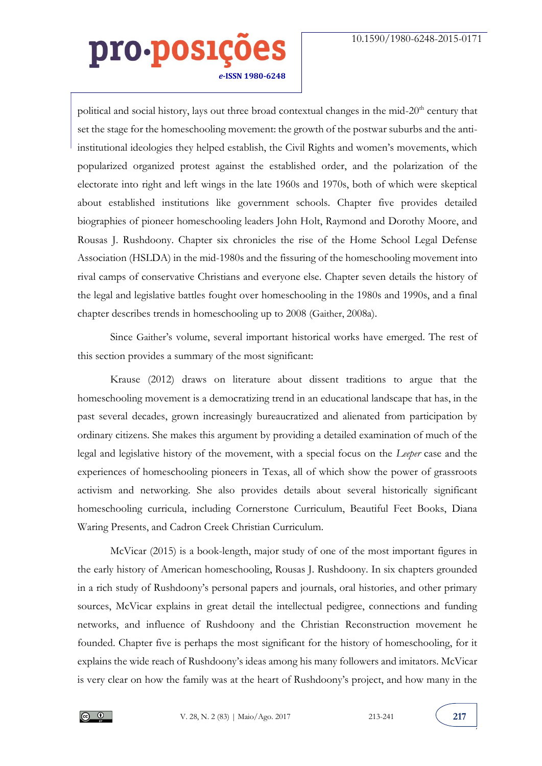political and social history, lays out three broad contextual changes in the mid-20th century that set the stage for the homeschooling movement: the growth of the postwar suburbs and the anti-institutional ideologies they helped establish, the Civil Rights and women's movements, which popularized organized protest against the established order, and the polarization of the electorate into right and left wings in the late 1960s and 1970s, both of which were skeptical about established institutions like government schools. Chapter five provides detailed biographies of pioneer homeschooling leaders John Holt, Raymond and Dorothy Moore, and Rousas J. Rushdoony. Chapter six chronicles the rise of the Home School Legal Defense Association (HSLDA) in the mid-1980s and the fissuring of the homeschooling movement into rival camps of conservative Christians and everyone else. Chapter seven details the history of the legal and legislative battles fought over homeschooling in the 1980s and 1990s, and a final chapter describes trends in homeschooling up to 2008 (Gaither, 2008a).

Since Gaither's volume, several important historical works have emerged. The rest of this section provides a summary of the most significant:

Krause (2012) draws on literature about dissent traditions to argue that the homeschooling movement is a democratizing trend in an educational landscape that has, in the past several decades, grown increasingly bureaucratized and alienated from participation by ordinary citizens. She makes this argument by providing a detailed examination of much of the legal and legislative history of the movement, with a special focus on the *Leeper* case and the experiences of homeschooling pioneers in Texas, all of which show the power of grassroots activism and networking. She also provides details about several historically significant homeschooling curricula, including Cornerstone Curriculum, Beautiful Feet Books, Diana Waring Presents, and Cadron Creek Christian Curriculum.

McVicar (2015) is a book-length, major study of one of the most important figures in the early history of American homeschooling, Rousas J. Rushdoony. In six chapters grounded in a rich study of Rushdoony's personal papers and journals, oral histories, and other primary sources, McVicar explains in great detail the intellectual pedigree, connections and funding networks, and influence of Rushdoony and the Christian Reconstruction movement he founded. Chapter five is perhaps the most significant for the history of homeschooling, for it explains the wide reach of Rushdoony's ideas among his many followers and imitators. McVicar is very clear on how the family was at the heart of Rushdoony's project, and how many in the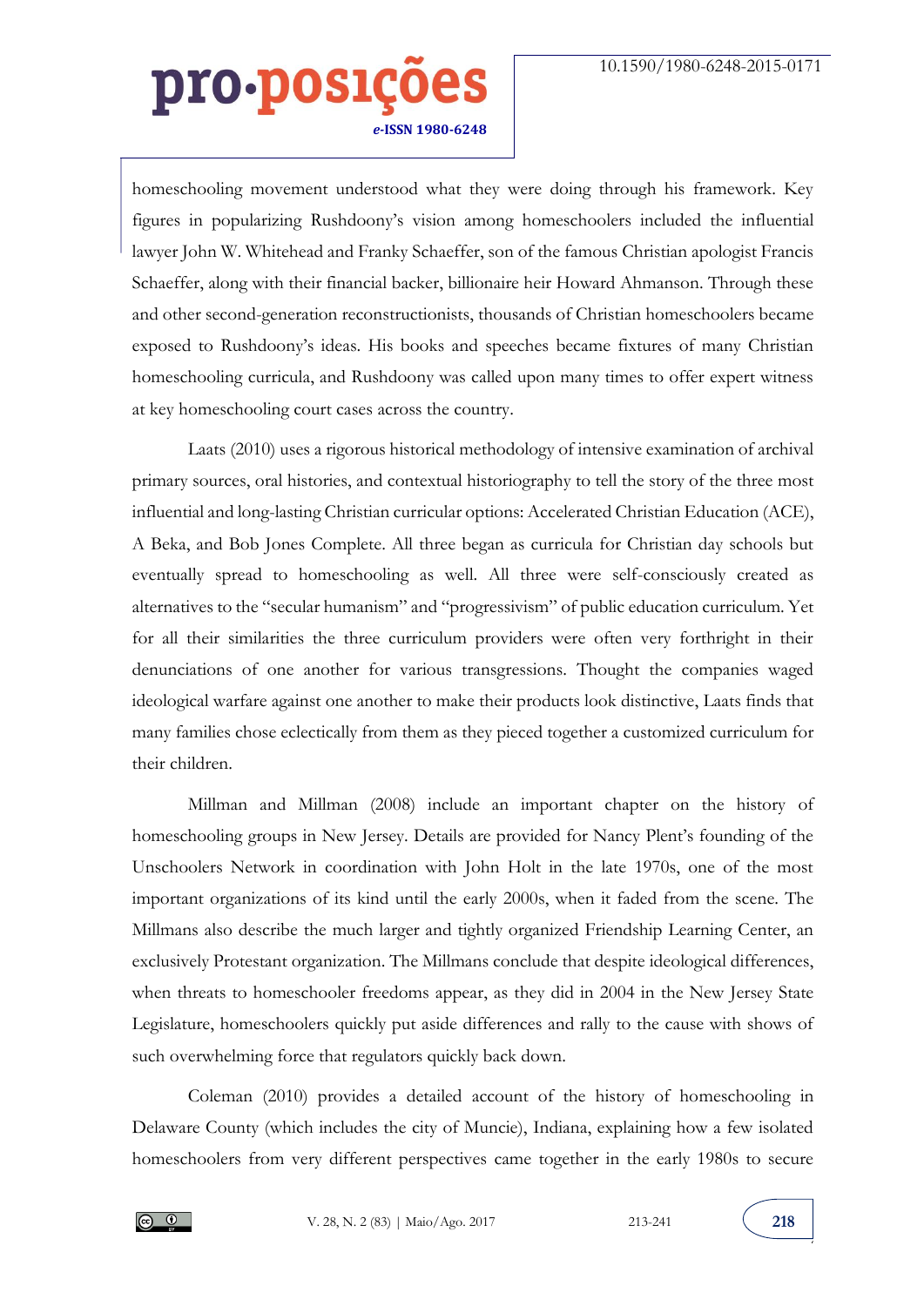homeschooling movement understood what they were doing through his framework. Key figures in popularizing Rushdoony's vision among homeschoolers included the influential lawyer John W. Whitehead and Franky Schaeffer, son of the famous Christian apologist Francis Schaeffer, along with their financial backer, billionaire heir Howard Ahmanson. Through these and other second-generation reconstructionists, thousands of Christian homeschoolers became exposed to Rushdoony's ideas. His books and speeches became fixtures of many Christian homeschooling curricula, and Rushdoony was called upon many times to offer expert witness at key homeschooling court cases across the country.

Laats (2010) uses a rigorous historical methodology of intensive examination of archival primary sources, oral histories, and contextual historiography to tell the story of the three most influential and long-lasting Christian curricular options: Accelerated Christian Education (ACE), A Beka, and Bob Jones Complete. All three began as curricula for Christian day schools but eventually spread to homeschooling as well. All three were self-consciously created as alternatives to the "secular humanism" and "progressivism" of public education curriculum. Yet for all their similarities the three curriculum providers were often very forthright in their denunciations of one another for various transgressions. Thought the companies waged ideological warfare against one another to make their products look distinctive, Laats finds that many families chose eclectically from them as they pieced together a customized curriculum for their children.

Millman and Millman (2008) include an important chapter on the history of homeschooling groups in New Jersey. Details are provided for Nancy Plent's founding of the Unschoolers Network in coordination with John Holt in the late 1970s, one of the most important organizations of its kind until the early 2000s, when it faded from the scene. The Millmans also describe the much larger and tightly organized Friendship Learning Center, an exclusively Protestant organization. The Millmans conclude that despite ideological differences, when threats to homeschooler freedoms appear, as they did in 2004 in the New Jersey State Legislature, homeschoolers quickly put aside differences and rally to the cause with shows of such overwhelming force that regulators quickly back down.

Coleman (2010) provides a detailed account of the history of homeschooling in Delaware County (which includes the city of Muncie), Indiana, explaining how a few isolated homeschoolers from very different perspectives came together in the early 1980s to secure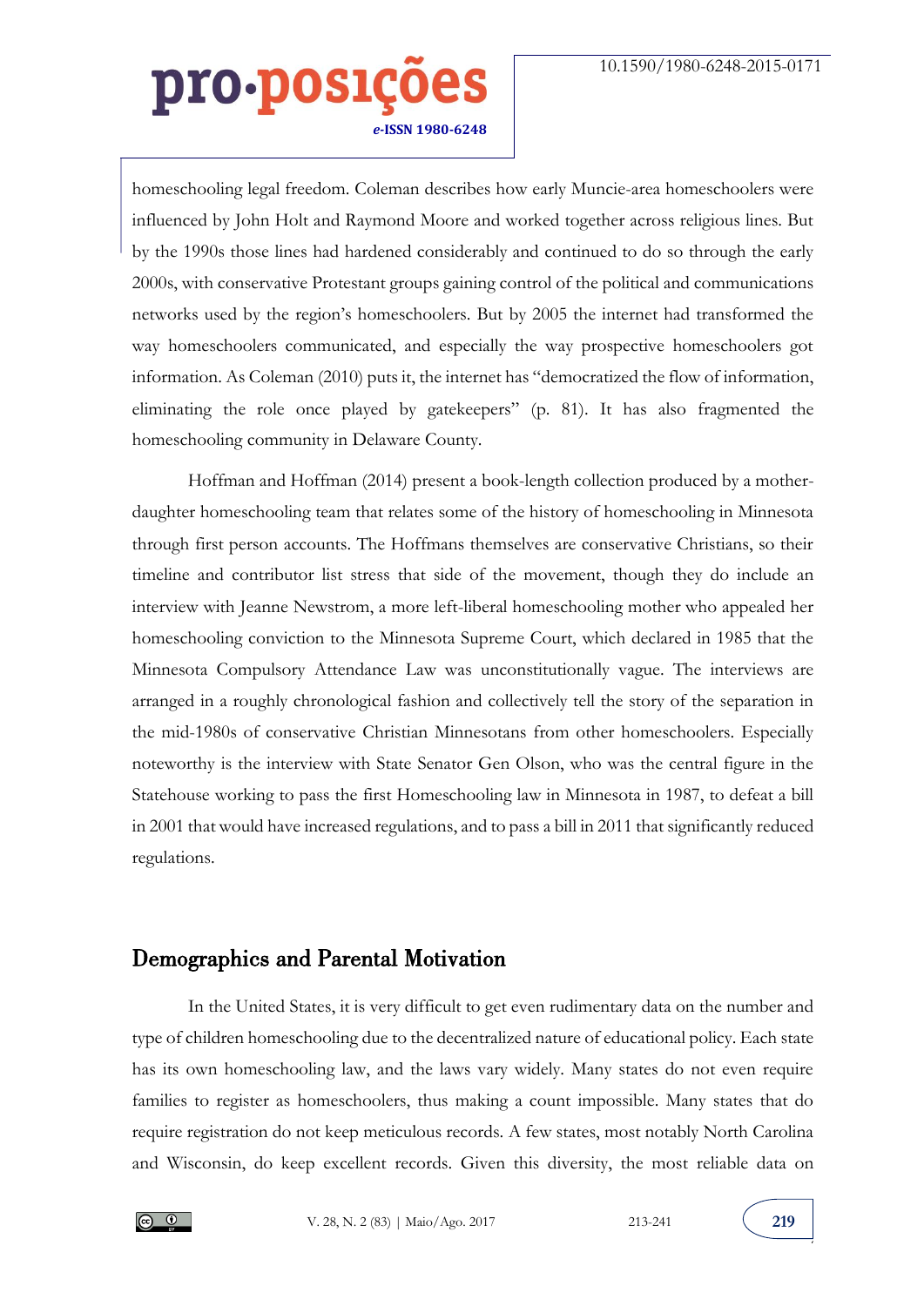homeschooling legal freedom. Coleman describes how early Muncie-area homeschoolers were influenced by John Holt and Raymond Moore and worked together across religious lines. But by the 1990s those lines had hardened considerably and continued to do so through the early 2000s, with conservative Protestant groups gaining control of the political and communications networks used by the region's homeschoolers. But by 2005 the internet had transformed the way homeschoolers communicated, and especially the way prospective homeschoolers got information. As Coleman (2010) puts it, the internet has "democratized the flow of information, eliminating the role once played by gatekeepers" (p. 81). It has also fragmented the homeschooling community in Delaware County.

Hoffman and Hoffman (2014) present a book-length collection produced by a mother-daughter homeschooling team that relates some of the history of homeschooling in Minnesota through first person accounts. The Hoffmans themselves are conservative Christians, so their timeline and contributor list stress that side of the movement, though they do include an interview with Jeanne Newstrom, a more left-liberal homeschooling mother who appealed her homeschooling conviction to the Minnesota Supreme Court, which declared in 1985 that the Minnesota Compulsory Attendance Law was unconstitutionally vague. The interviews are arranged in a roughly chronological fashion and collectively tell the story of the separation in the mid-1980s of conservative Christian Minnesotans from other homeschoolers. Especially noteworthy is the interview with State Senator Gen Olson, who was the central figure in the Statehouse working to pass the first Homeschooling law in Minnesota in 1987, to defeat a bill in 2001 that would have increased regulations, and to pass a bill in 2011 that significantly reduced regulations.

## Demographics and Parental Motivation

In the United States, it is very difficult to get even rudimentary data on the number and type of children homeschooling due to the decentralized nature of educational policy. Each state has its own homeschooling law, and the laws vary widely. Many states do not even require families to register as homeschoolers, thus making a count impossible. Many states that do require registration do not keep meticulous records. A few states, most notably North Carolina and Wisconsin, do keep excellent records. Given this diversity, the most reliable data on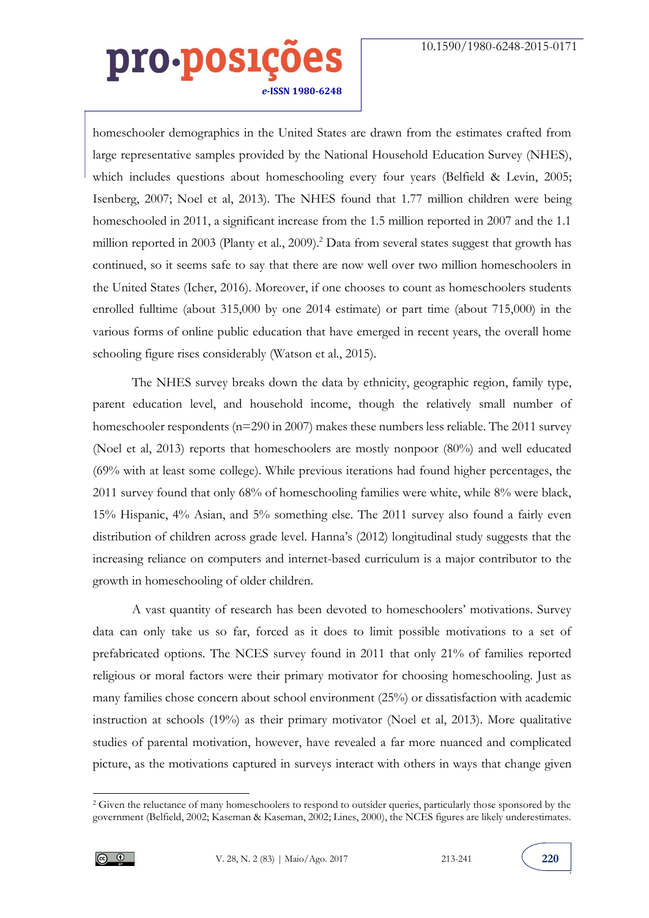homeschooler demographics in the United States are drawn from the estimates crafted from large representative samples provided by the National Household Education Survey (NHES), which includes questions about homeschooling every four years (Belfield & Levin, 2005; Isenberg, 2007; Noel et al, 2013). The NHES found that 1.77 million children were being homeschooled in 2011, a significant increase from the 1.5 million reported in 2007 and the 1.1 million reported in 2003 (Planty et al., 2009).[2] Data from several states suggest that growth has continued, so it seems safe to say that there are now well over two million homeschoolers in the United States (Icher, 2016). Moreover, if one chooses to count as homeschoolers students enrolled fulltime (about 315,000 by one 2014 estimate) or part time (about 715,000) in the various forms of online public education that have emerged in recent years, the overall home schooling figure rises considerably (Watson et al., 2015).

The NHES survey breaks down the data by ethnicity, geographic region, family type, parent education level, and household income, though the relatively small number of homeschooler respondents (n=290 in 2007) makes these numbers less reliable. The 2011 survey (Noel et al, 2013) reports that homeschoolers are mostly nonpoor (80%) and well educated (69% with at least some college). While previous iterations had found higher percentages, the 2011 survey found that only 68% of homeschooling families were white, while 8% were black, 15% Hispanic, 4% Asian, and 5% something else. The 2011 survey also found a fairly even distribution of children across grade level. Hanna's (2012) longitudinal study suggests that the increasing reliance on computers and internet-based curriculum is a major contributor to the growth in homeschooling of older children.

A vast quantity of research has been devoted to homeschoolers' motivations. Survey data can only take us so far, forced as it does to limit possible motivations to a set of prefabricated options. The NCES survey found in 2011 that only 21% of families reported religious or moral factors were their primary motivator for choosing homeschooling. Just as many families chose concern about school environment (25%) or dissatisfaction with academic instruction at schools (19%) as their primary motivator (Noel et al, 2013). More qualitative studies of parental motivation, however, have revealed a far more nuanced and complicated picture, as the motivations captured in surveys interact with others in ways that change given

[2] Given the reluctance of many homeschoolers to respond to outsider queries, particularly those sponsored by the government (Belfield, 2002; Kaseman & Kaseman, 2002; Lines, 2000), the NCES figures are likely underestimates.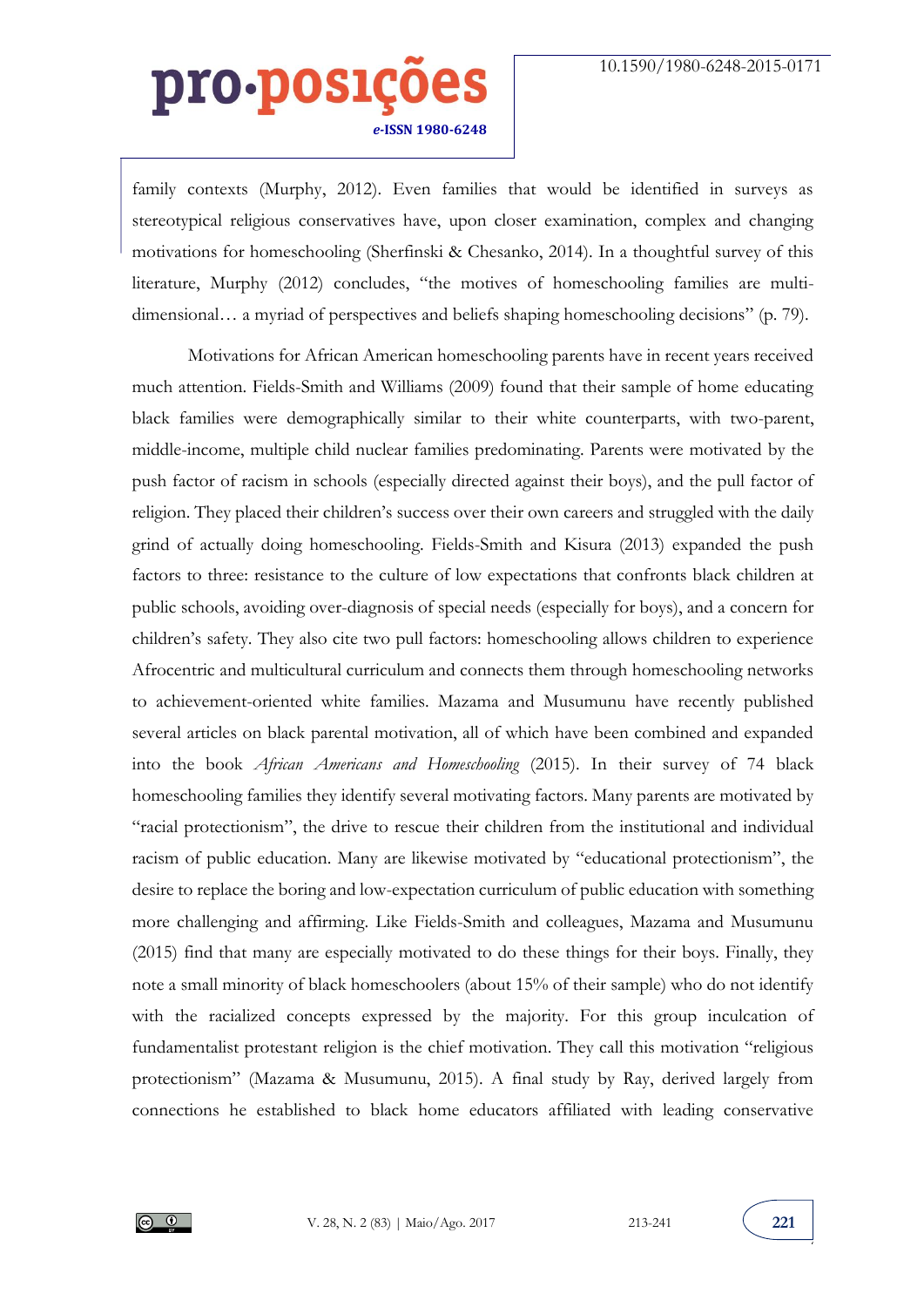family contexts (Murphy, 2012). Even families that would be identified in surveys as stereotypical religious conservatives have, upon closer examination, complex and changing motivations for homeschooling (Sherfinski & Chesanko, 2014). In a thoughtful survey of this literature, Murphy (2012) concludes, "the motives of homeschooling families are multi-dimensional… a myriad of perspectives and beliefs shaping homeschooling decisions" (p. 79).

Motivations for African American homeschooling parents have in recent years received much attention. Fields-Smith and Williams (2009) found that their sample of home educating black families were demographically similar to their white counterparts, with two-parent, middle-income, multiple child nuclear families predominating. Parents were motivated by the push factor of racism in schools (especially directed against their boys), and the pull factor of religion. They placed their children's success over their own careers and struggled with the daily grind of actually doing homeschooling. Fields-Smith and Kisura (2013) expanded the push factors to three: resistance to the culture of low expectations that confronts black children at public schools, avoiding over-diagnosis of special needs (especially for boys), and a concern for children's safety. They also cite two pull factors: homeschooling allows children to experience Afrocentric and multicultural curriculum and connects them through homeschooling networks to achievement-oriented white families. Mazama and Musumunu have recently published several articles on black parental motivation, all of which have been combined and expanded into the book *African Americans and Homeschooling* (2015). In their survey of 74 black homeschooling families they identify several motivating factors. Many parents are motivated by "racial protectionism", the drive to rescue their children from the institutional and individual racism of public education. Many are likewise motivated by "educational protectionism", the desire to replace the boring and low-expectation curriculum of public education with something more challenging and affirming. Like Fields-Smith and colleagues, Mazama and Musumunu (2015) find that many are especially motivated to do these things for their boys. Finally, they note a small minority of black homeschoolers (about 15% of their sample) who do not identify with the racialized concepts expressed by the majority. For this group inculcation of fundamentalist protestant religion is the chief motivation. They call this motivation "religious protectionism" (Mazama & Musumunu, 2015). A final study by Ray, derived largely from connections he established to black home educators affiliated with leading conservative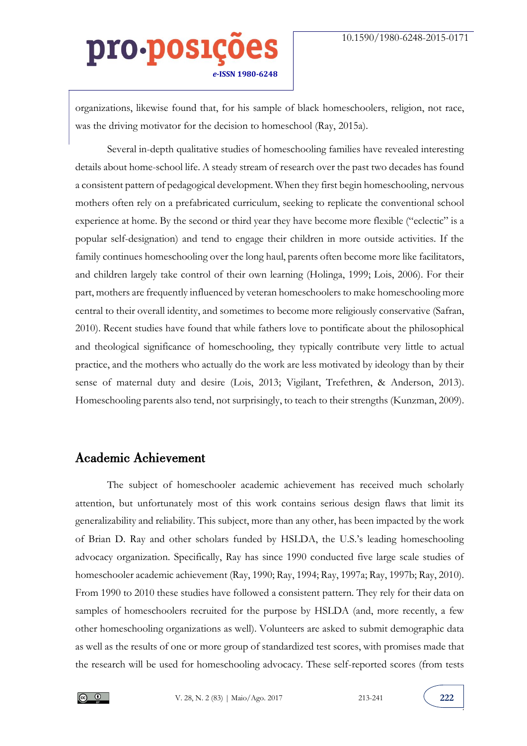organizations, likewise found that, for his sample of black homeschoolers, religion, not race, was the driving motivator for the decision to homeschool (Ray, 2015a).

Several in-depth qualitative studies of homeschooling families have revealed interesting details about home-school life. A steady stream of research over the past two decades has found a consistent pattern of pedagogical development. When they first begin homeschooling, nervous mothers often rely on a prefabricated curriculum, seeking to replicate the conventional school experience at home. By the second or third year they have become more flexible ("eclectic" is a popular self-designation) and tend to engage their children in more outside activities. If the family continues homeschooling over the long haul, parents often become more like facilitators, and children largely take control of their own learning (Holinga, 1999; Lois, 2006). For their part, mothers are frequently influenced by veteran homeschoolers to make homeschooling more central to their overall identity, and sometimes to become more religiously conservative (Safran, 2010). Recent studies have found that while fathers love to pontificate about the philosophical and theological significance of homeschooling, they typically contribute very little to actual practice, and the mothers who actually do the work are less motivated by ideology than by their sense of maternal duty and desire (Lois, 2013; Vigilant, Trefethren, & Anderson, 2013). Homeschooling parents also tend, not surprisingly, to teach to their strengths (Kunzman, 2009).

## Academic Achievement

The subject of homeschooler academic achievement has received much scholarly attention, but unfortunately most of this work contains serious design flaws that limit its generalizability and reliability. This subject, more than any other, has been impacted by the work of Brian D. Ray and other scholars funded by HSLDA, the U.S.'s leading homeschooling advocacy organization. Specifically, Ray has since 1990 conducted five large scale studies of homeschooler academic achievement (Ray, 1990; Ray, 1994; Ray, 1997a; Ray, 1997b; Ray, 2010). From 1990 to 2010 these studies have followed a consistent pattern. They rely for their data on samples of homeschoolers recruited for the purpose by HSLDA (and, more recently, a few other homeschooling organizations as well). Volunteers are asked to submit demographic data as well as the results of one or more group of standardized test scores, with promises made that the research will be used for homeschooling advocacy. These self-reported scores (from tests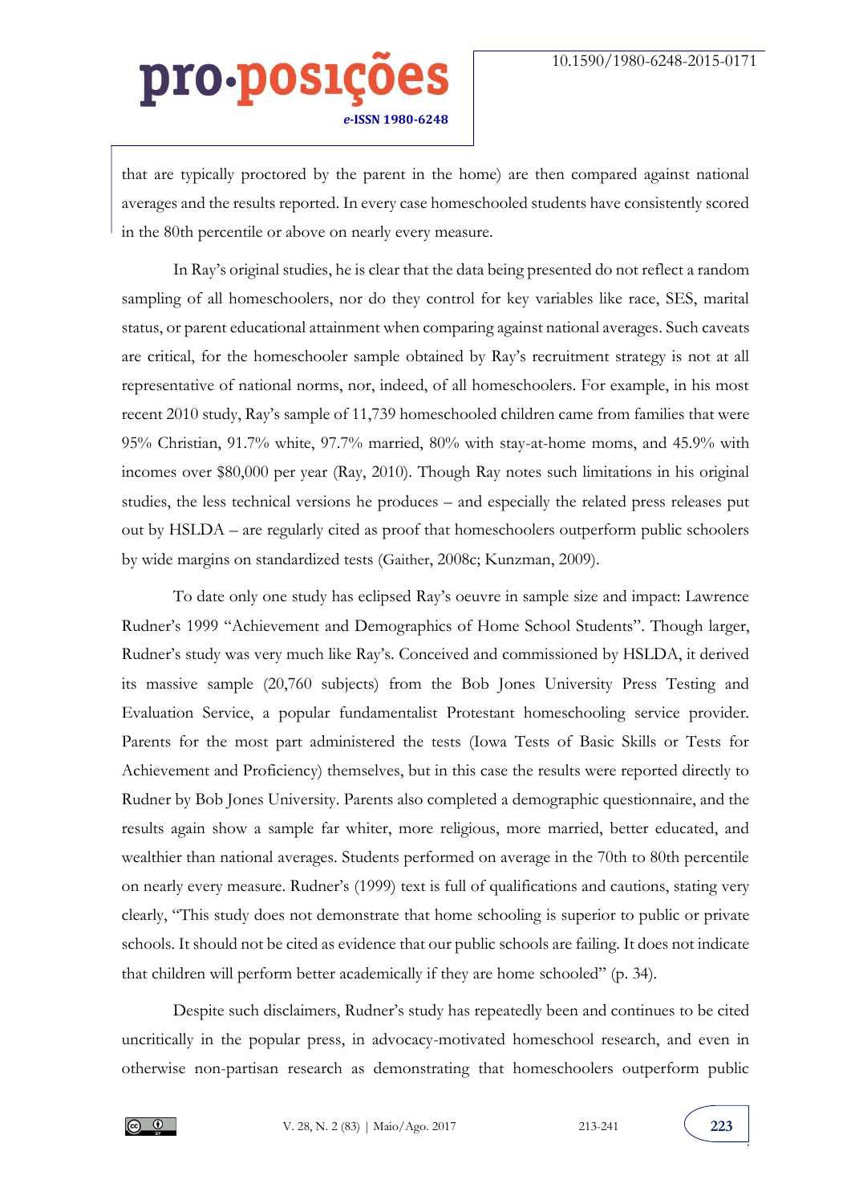that are typically proctored by the parent in the home) are then compared against national averages and the results reported. In every case homeschooled students have consistently scored in the 80th percentile or above on nearly every measure.

In Ray's original studies, he is clear that the data being presented do not reflect a random sampling of all homeschoolers, nor do they control for key variables like race, SES, marital status, or parent educational attainment when comparing against national averages. Such caveats are critical, for the homeschooler sample obtained by Ray's recruitment strategy is not at all representative of national norms, nor, indeed, of all homeschoolers. For example, in his most recent 2010 study, Ray's sample of 11,739 homeschooled children came from families that were 95% Christian, 91.7% white, 97.7% married, 80% with stay-at-home moms, and 45.9% with incomes over $80,000 per year (Ray, 2010). Though Ray notes such limitations in his original studies, the less technical versions he produces – and especially the related press releases put out by HSLDA – are regularly cited as proof that homeschoolers outperform public schoolers by wide margins on standardized tests (Gaither, 2008c; Kunzman, 2009).

To date only one study has eclipsed Ray's oeuvre in sample size and impact: Lawrence Rudner's 1999 "Achievement and Demographics of Home School Students". Though larger, Rudner's study was very much like Ray's. Conceived and commissioned by HSLDA, it derived its massive sample (20,760 subjects) from the Bob Jones University Press Testing and Evaluation Service, a popular fundamentalist Protestant homeschooling service provider. Parents for the most part administered the tests (Iowa Tests of Basic Skills or Tests for Achievement and Proficiency) themselves, but in this case the results were reported directly to Rudner by Bob Jones University. Parents also completed a demographic questionnaire, and the results again show a sample far whiter, more religious, more married, better educated, and wealthier than national averages. Students performed on average in the 70th to 80th percentile on nearly every measure. Rudner's (1999) text is full of qualifications and cautions, stating very clearly, "This study does not demonstrate that home schooling is superior to public or private schools. It should not be cited as evidence that our public schools are failing. It does not indicate that children will perform better academically if they are home schooled" (p. 34).

Despite such disclaimers, Rudner's study has repeatedly been and continues to be cited uncritically in the popular press, in advocacy-motivated homeschool research, and even in otherwise non-partisan research as demonstrating that homeschoolers outperform public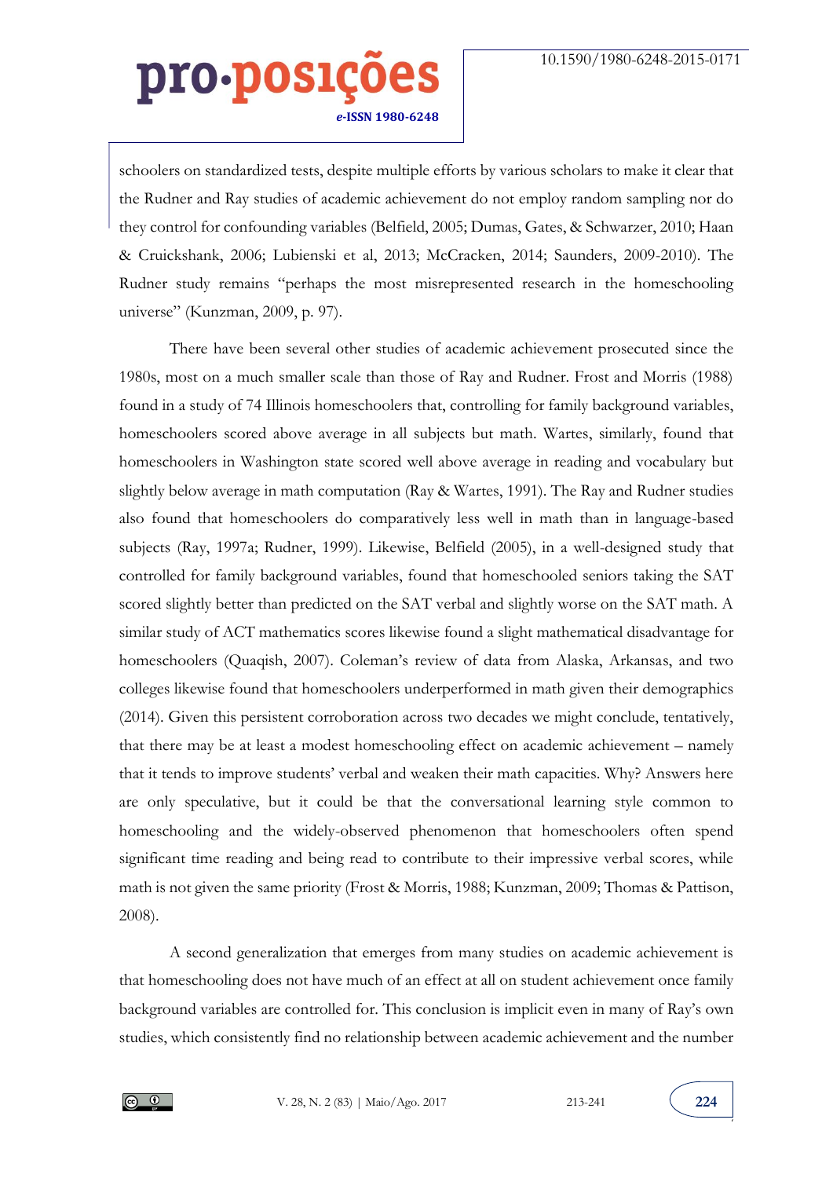schoolers on standardized tests, despite multiple efforts by various scholars to make it clear that the Rudner and Ray studies of academic achievement do not employ random sampling nor do they control for confounding variables (Belfield, 2005; Dumas, Gates, & Schwarzer, 2010; Haan & Cruickshank, 2006; Lubienski et al, 2013; McCracken, 2014; Saunders, 2009-2010). The Rudner study remains "perhaps the most misrepresented research in the homeschooling universe" (Kunzman, 2009, p. 97).

There have been several other studies of academic achievement prosecuted since the 1980s, most on a much smaller scale than those of Ray and Rudner. Frost and Morris (1988) found in a study of 74 Illinois homeschoolers that, controlling for family background variables, homeschoolers scored above average in all subjects but math. Wartes, similarly, found that homeschoolers in Washington state scored well above average in reading and vocabulary but slightly below average in math computation (Ray & Wartes, 1991). The Ray and Rudner studies also found that homeschoolers do comparatively less well in math than in language-based subjects (Ray, 1997a; Rudner, 1999). Likewise, Belfield (2005), in a well-designed study that controlled for family background variables, found that homeschooled seniors taking the SAT scored slightly better than predicted on the SAT verbal and slightly worse on the SAT math. A similar study of ACT mathematics scores likewise found a slight mathematical disadvantage for homeschoolers (Quaqish, 2007). Coleman's review of data from Alaska, Arkansas, and two colleges likewise found that homeschoolers underperformed in math given their demographics (2014). Given this persistent corroboration across two decades we might conclude, tentatively, that there may be at least a modest homeschooling effect on academic achievement – namely that it tends to improve students' verbal and weaken their math capacities. Why? Answers here are only speculative, but it could be that the conversational learning style common to homeschooling and the widely-observed phenomenon that homeschoolers often spend significant time reading and being read to contribute to their impressive verbal scores, while math is not given the same priority (Frost & Morris, 1988; Kunzman, 2009; Thomas & Pattison, 2008).

A second generalization that emerges from many studies on academic achievement is that homeschooling does not have much of an effect at all on student achievement once family background variables are controlled for. This conclusion is implicit even in many of Ray's own studies, which consistently find no relationship between academic achievement and the number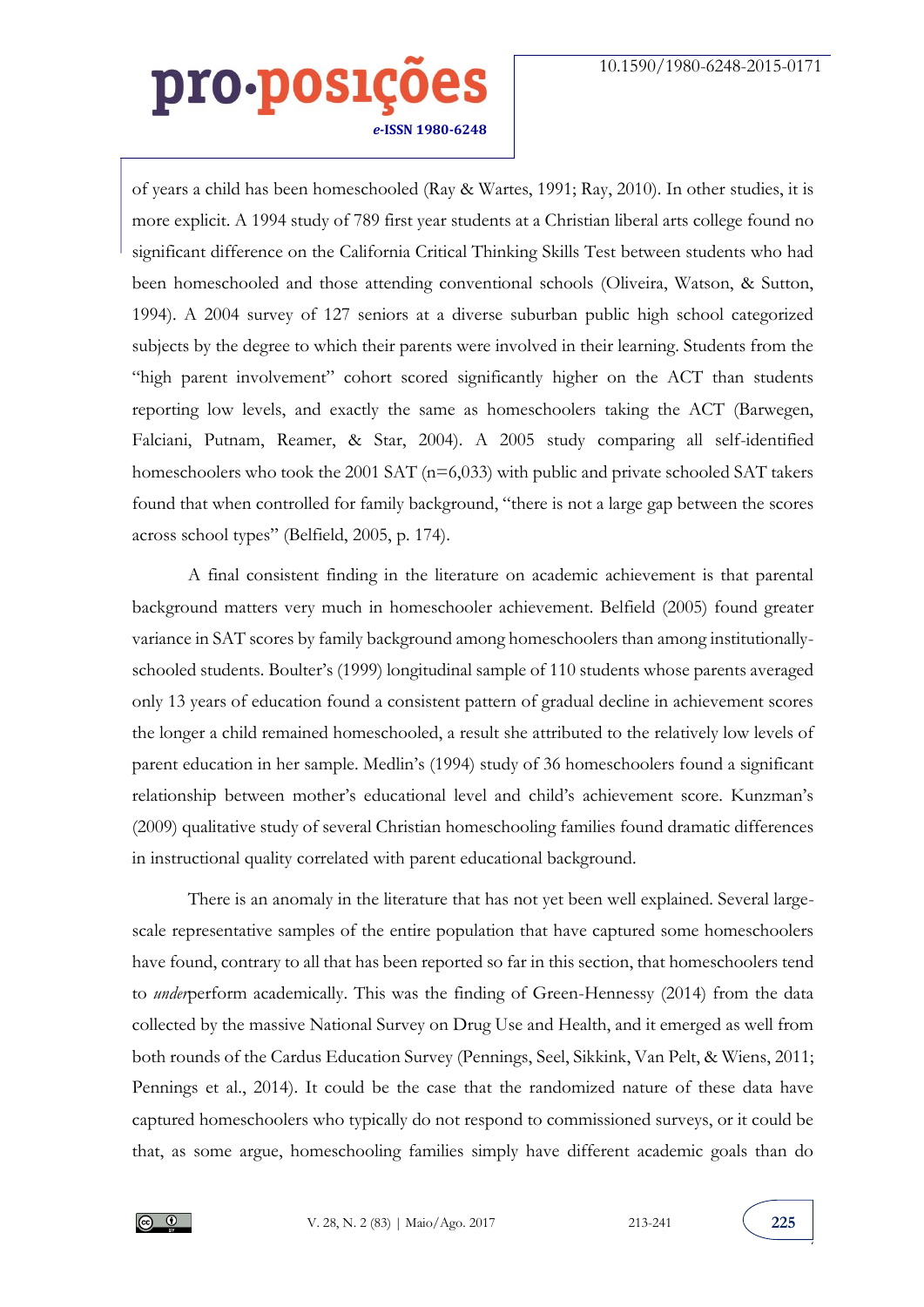of years a child has been homeschooled (Ray & Wartes, 1991; Ray, 2010). In other studies, it is more explicit. A 1994 study of 789 first year students at a Christian liberal arts college found no significant difference on the California Critical Thinking Skills Test between students who had been homeschooled and those attending conventional schools (Oliveira, Watson, & Sutton, 1994). A 2004 survey of 127 seniors at a diverse suburban public high school categorized subjects by the degree to which their parents were involved in their learning. Students from the "high parent involvement" cohort scored significantly higher on the ACT than students reporting low levels, and exactly the same as homeschoolers taking the ACT (Barwegen, Falciani, Putnam, Reamer, & Star, 2004). A 2005 study comparing all self-identified homeschoolers who took the 2001 SAT (n=6,033) with public and private schooled SAT takers found that when controlled for family background, "there is not a large gap between the scores across school types" (Belfield, 2005, p. 174).

A final consistent finding in the literature on academic achievement is that parental background matters very much in homeschooler achievement. Belfield (2005) found greater variance in SAT scores by family background among homeschoolers than among institutionally-schooled students. Boulter's (1999) longitudinal sample of 110 students whose parents averaged only 13 years of education found a consistent pattern of gradual decline in achievement scores the longer a child remained homeschooled, a result she attributed to the relatively low levels of parent education in her sample. Medlin's (1994) study of 36 homeschoolers found a significant relationship between mother's educational level and child's achievement score. Kunzman's (2009) qualitative study of several Christian homeschooling families found dramatic differences in instructional quality correlated with parent educational background.

There is an anomaly in the literature that has not yet been well explained. Several large-scale representative samples of the entire population that have captured some homeschoolers have found, contrary to all that has been reported so far in this section, that homeschoolers tend to *under*perform academically. This was the finding of Green-Hennessy (2014) from the data collected by the massive National Survey on Drug Use and Health, and it emerged as well from both rounds of the Cardus Education Survey (Pennings, Seel, Sikkink, Van Pelt, & Wiens, 2011; Pennings et al., 2014). It could be the case that the randomized nature of these data have captured homeschoolers who typically do not respond to commissioned surveys, or it could be that, as some argue, homeschooling families simply have different academic goals than do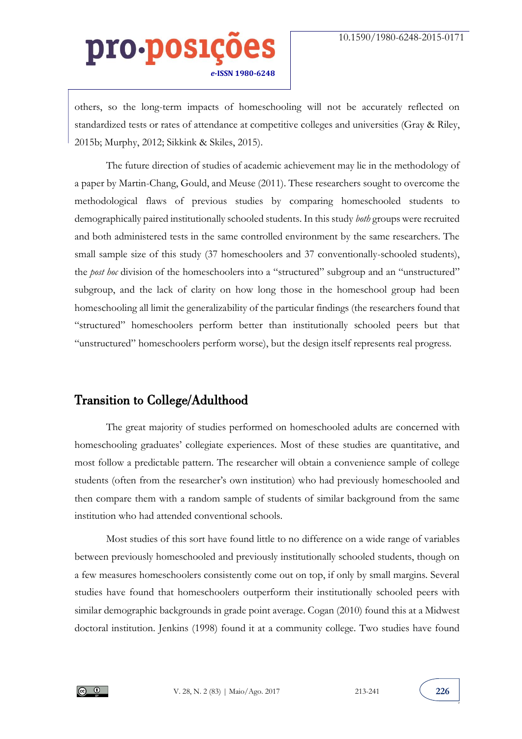others, so the long-term impacts of homeschooling will not be accurately reflected on standardized tests or rates of attendance at competitive colleges and universities (Gray & Riley, 2015b; Murphy, 2012; Sikkink & Skiles, 2015).

The future direction of studies of academic achievement may lie in the methodology of a paper by Martin-Chang, Gould, and Meuse (2011). These researchers sought to overcome the methodological flaws of previous studies by comparing homeschooled students to demographically paired institutionally schooled students. In this study *both* groups were recruited and both administered tests in the same controlled environment by the same researchers. The small sample size of this study (37 homeschoolers and 37 conventionally-schooled students), the *post hoc* division of the homeschoolers into a "structured" subgroup and an "unstructured" subgroup, and the lack of clarity on how long those in the homeschool group had been homeschooling all limit the generalizability of the particular findings (the researchers found that "structured" homeschoolers perform better than institutionally schooled peers but that "unstructured" homeschoolers perform worse), but the design itself represents real progress.

## Transition to College/Adulthood

The great majority of studies performed on homeschooled adults are concerned with homeschooling graduates' collegiate experiences. Most of these studies are quantitative, and most follow a predictable pattern. The researcher will obtain a convenience sample of college students (often from the researcher's own institution) who had previously homeschooled and then compare them with a random sample of students of similar background from the same institution who had attended conventional schools.

Most studies of this sort have found little to no difference on a wide range of variables between previously homeschooled and previously institutionally schooled students, though on a few measures homeschoolers consistently come out on top, if only by small margins. Several studies have found that homeschoolers outperform their institutionally schooled peers with similar demographic backgrounds in grade point average. Cogan (2010) found this at a Midwest doctoral institution. Jenkins (1998) found it at a community college. Two studies have found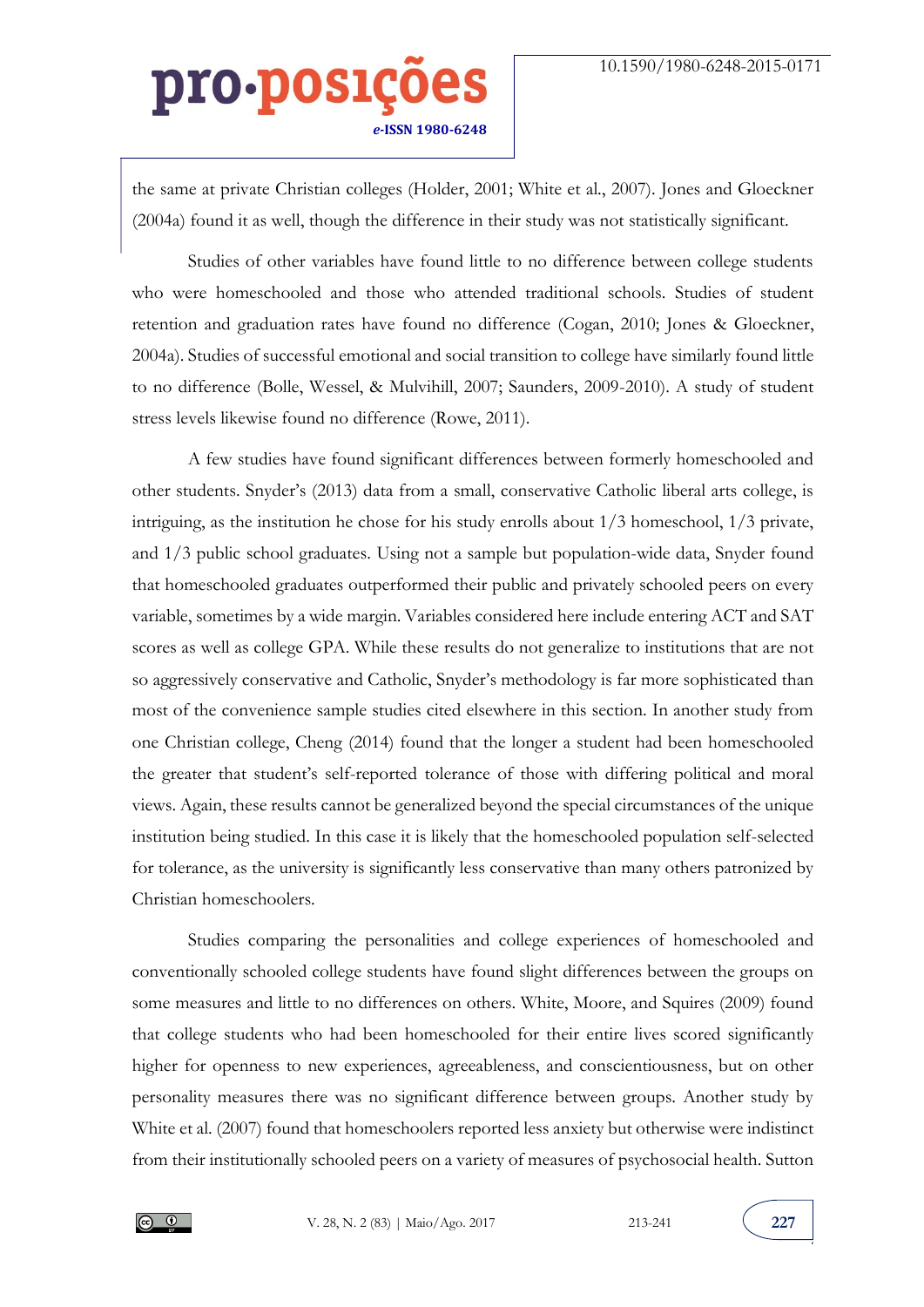the same at private Christian colleges (Holder, 2001; White et al., 2007). Jones and Gloeckner (2004a) found it as well, though the difference in their study was not statistically significant.

Studies of other variables have found little to no difference between college students who were homeschooled and those who attended traditional schools. Studies of student retention and graduation rates have found no difference (Cogan, 2010; Jones & Gloeckner, 2004a). Studies of successful emotional and social transition to college have similarly found little to no difference (Bolle, Wessel, & Mulvihill, 2007; Saunders, 2009-2010). A study of student stress levels likewise found no difference (Rowe, 2011).

A few studies have found significant differences between formerly homeschooled and other students. Snyder's (2013) data from a small, conservative Catholic liberal arts college, is intriguing, as the institution he chose for his study enrolls about 1/3 homeschool, 1/3 private, and 1/3 public school graduates. Using not a sample but population-wide data, Snyder found that homeschooled graduates outperformed their public and privately schooled peers on every variable, sometimes by a wide margin. Variables considered here include entering ACT and SAT scores as well as college GPA. While these results do not generalize to institutions that are not so aggressively conservative and Catholic, Snyder's methodology is far more sophisticated than most of the convenience sample studies cited elsewhere in this section. In another study from one Christian college, Cheng (2014) found that the longer a student had been homeschooled the greater that student's self-reported tolerance of those with differing political and moral views. Again, these results cannot be generalized beyond the special circumstances of the unique institution being studied. In this case it is likely that the homeschooled population self-selected for tolerance, as the university is significantly less conservative than many others patronized by Christian homeschoolers.

Studies comparing the personalities and college experiences of homeschooled and conventionally schooled college students have found slight differences between the groups on some measures and little to no differences on others. White, Moore, and Squires (2009) found that college students who had been homeschooled for their entire lives scored significantly higher for openness to new experiences, agreeableness, and conscientiousness, but on other personality measures there was no significant difference between groups. Another study by White et al. (2007) found that homeschoolers reported less anxiety but otherwise were indistinct from their institutionally schooled peers on a variety of measures of psychosocial health. Sutton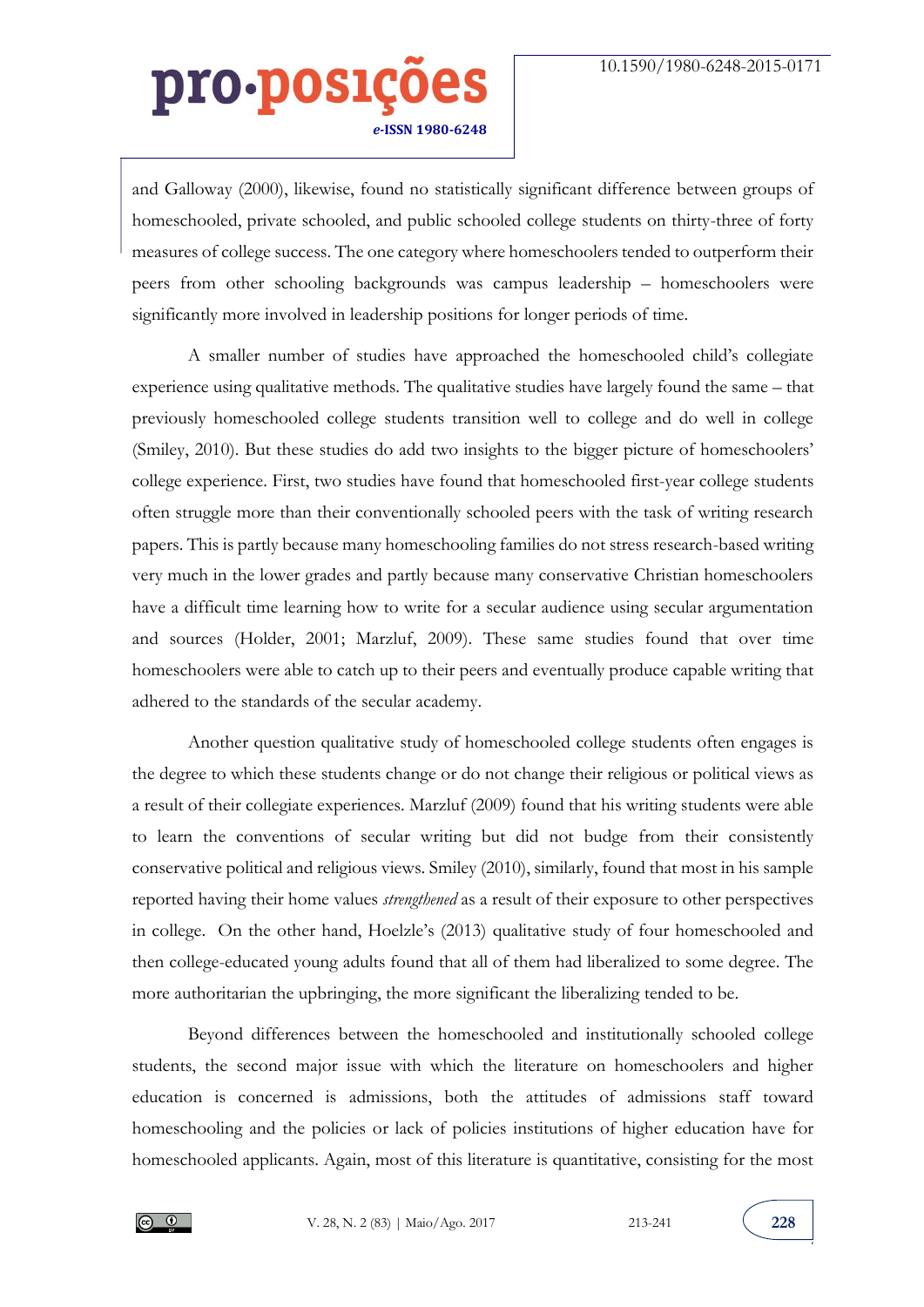and Galloway (2000), likewise, found no statistically significant difference between groups of homeschooled, private schooled, and public schooled college students on thirty-three of forty measures of college success. The one category where homeschoolers tended to outperform their peers from other schooling backgrounds was campus leadership – homeschoolers were significantly more involved in leadership positions for longer periods of time.

A smaller number of studies have approached the homeschooled child's collegiate experience using qualitative methods. The qualitative studies have largely found the same – that previously homeschooled college students transition well to college and do well in college (Smiley, 2010). But these studies do add two insights to the bigger picture of homeschoolers' college experience. First, two studies have found that homeschooled first-year college students often struggle more than their conventionally schooled peers with the task of writing research papers. This is partly because many homeschooling families do not stress research-based writing very much in the lower grades and partly because many conservative Christian homeschoolers have a difficult time learning how to write for a secular audience using secular argumentation and sources (Holder, 2001; Marzluf, 2009). These same studies found that over time homeschoolers were able to catch up to their peers and eventually produce capable writing that adhered to the standards of the secular academy.

Another question qualitative study of homeschooled college students often engages is the degree to which these students change or do not change their religious or political views as a result of their collegiate experiences. Marzluf (2009) found that his writing students were able to learn the conventions of secular writing but did not budge from their consistently conservative political and religious views. Smiley (2010), similarly, found that most in his sample reported having their home values *strengthened* as a result of their exposure to other perspectives in college. On the other hand, Hoelzle's (2013) qualitative study of four homeschooled and then college-educated young adults found that all of them had liberalized to some degree. The more authoritarian the upbringing, the more significant the liberalizing tended to be.

Beyond differences between the homeschooled and institutionally schooled college students, the second major issue with which the literature on homeschoolers and higher education is concerned is admissions, both the attitudes of admissions staff toward homeschooling and the policies or lack of policies institutions of higher education have for homeschooled applicants. Again, most of this literature is quantitative, consisting for the most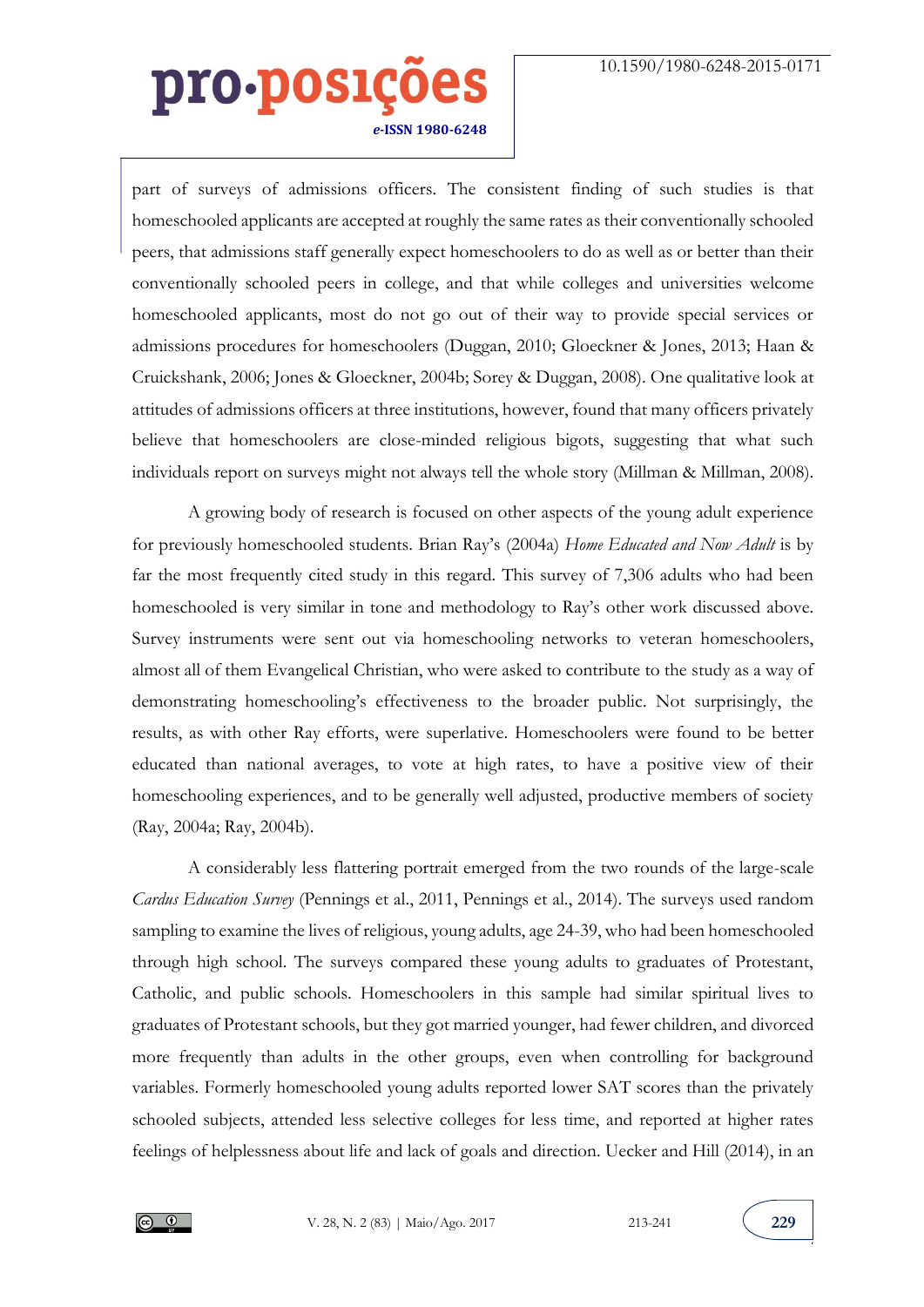part of surveys of admissions officers. The consistent finding of such studies is that homeschooled applicants are accepted at roughly the same rates as their conventionally schooled peers, that admissions staff generally expect homeschoolers to do as well as or better than their conventionally schooled peers in college, and that while colleges and universities welcome homeschooled applicants, most do not go out of their way to provide special services or admissions procedures for homeschoolers (Duggan, 2010; Gloeckner & Jones, 2013; Haan & Cruickshank, 2006; Jones & Gloeckner, 2004b; Sorey & Duggan, 2008). One qualitative look at attitudes of admissions officers at three institutions, however, found that many officers privately believe that homeschoolers are close-minded religious bigots, suggesting that what such individuals report on surveys might not always tell the whole story (Millman & Millman, 2008).

A growing body of research is focused on other aspects of the young adult experience for previously homeschooled students. Brian Ray's (2004a) *Home Educated and Now Adult* is by far the most frequently cited study in this regard. This survey of 7,306 adults who had been homeschooled is very similar in tone and methodology to Ray's other work discussed above. Survey instruments were sent out via homeschooling networks to veteran homeschoolers, almost all of them Evangelical Christian, who were asked to contribute to the study as a way of demonstrating homeschooling's effectiveness to the broader public. Not surprisingly, the results, as with other Ray efforts, were superlative. Homeschoolers were found to be better educated than national averages, to vote at high rates, to have a positive view of their homeschooling experiences, and to be generally well adjusted, productive members of society (Ray, 2004a; Ray, 2004b).

A considerably less flattering portrait emerged from the two rounds of the large-scale *Cardus Education Survey* (Pennings et al., 2011, Pennings et al., 2014). The surveys used random sampling to examine the lives of religious, young adults, age 24-39, who had been homeschooled through high school. The surveys compared these young adults to graduates of Protestant, Catholic, and public schools. Homeschoolers in this sample had similar spiritual lives to graduates of Protestant schools, but they got married younger, had fewer children, and divorced more frequently than adults in the other groups, even when controlling for background variables. Formerly homeschooled young adults reported lower SAT scores than the privately schooled subjects, attended less selective colleges for less time, and reported at higher rates feelings of helplessness about life and lack of goals and direction. Uecker and Hill (2014), in an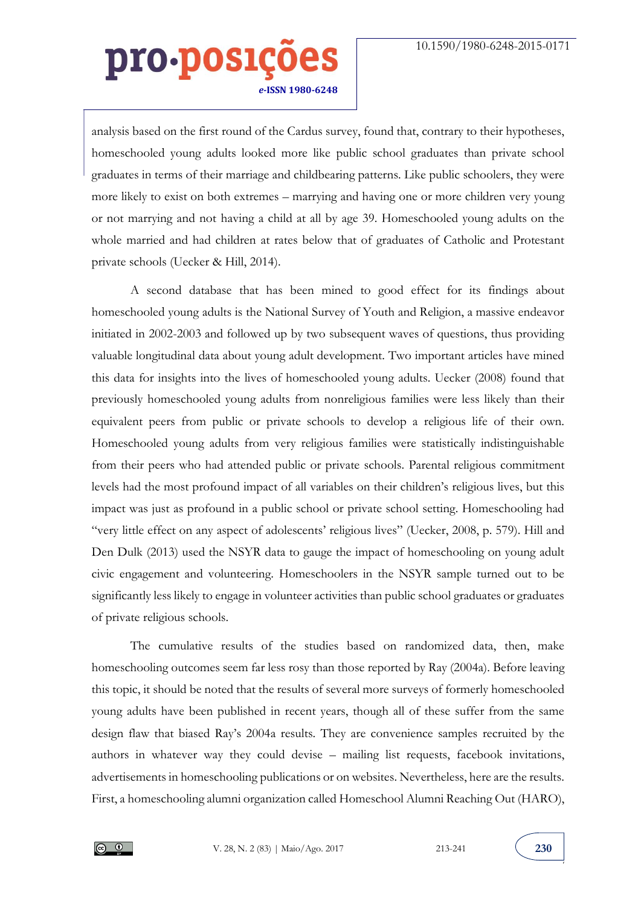analysis based on the first round of the Cardus survey, found that, contrary to their hypotheses, homeschooled young adults looked more like public school graduates than private school graduates in terms of their marriage and childbearing patterns. Like public schoolers, they were more likely to exist on both extremes – marrying and having one or more children very young or not marrying and not having a child at all by age 39. Homeschooled young adults on the whole married and had children at rates below that of graduates of Catholic and Protestant private schools (Uecker & Hill, 2014).

A second database that has been mined to good effect for its findings about homeschooled young adults is the National Survey of Youth and Religion, a massive endeavor initiated in 2002-2003 and followed up by two subsequent waves of questions, thus providing valuable longitudinal data about young adult development. Two important articles have mined this data for insights into the lives of homeschooled young adults. Uecker (2008) found that previously homeschooled young adults from nonreligious families were less likely than their equivalent peers from public or private schools to develop a religious life of their own. Homeschooled young adults from very religious families were statistically indistinguishable from their peers who had attended public or private schools. Parental religious commitment levels had the most profound impact of all variables on their children's religious lives, but this impact was just as profound in a public school or private school setting. Homeschooling had "very little effect on any aspect of adolescents' religious lives" (Uecker, 2008, p. 579). Hill and Den Dulk (2013) used the NSYR data to gauge the impact of homeschooling on young adult civic engagement and volunteering. Homeschoolers in the NSYR sample turned out to be significantly less likely to engage in volunteer activities than public school graduates or graduates of private religious schools.

The cumulative results of the studies based on randomized data, then, make homeschooling outcomes seem far less rosy than those reported by Ray (2004a). Before leaving this topic, it should be noted that the results of several more surveys of formerly homeschooled young adults have been published in recent years, though all of these suffer from the same design flaw that biased Ray's 2004a results. They are convenience samples recruited by the authors in whatever way they could devise – mailing list requests, facebook invitations, advertisements in homeschooling publications or on websites. Nevertheless, here are the results. First, a homeschooling alumni organization called Homeschool Alumni Reaching Out (HARO),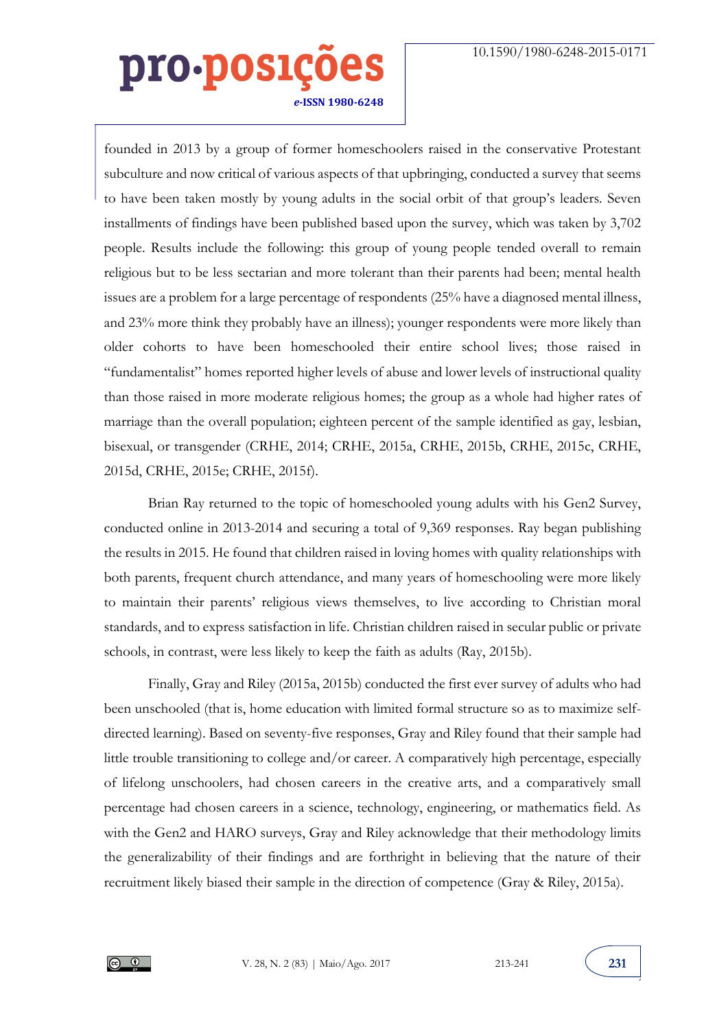founded in 2013 by a group of former homeschoolers raised in the conservative Protestant subculture and now critical of various aspects of that upbringing, conducted a survey that seems to have been taken mostly by young adults in the social orbit of that group's leaders. Seven installments of findings have been published based upon the survey, which was taken by 3,702 people. Results include the following: this group of young people tended overall to remain religious but to be less sectarian and more tolerant than their parents had been; mental health issues are a problem for a large percentage of respondents (25% have a diagnosed mental illness, and 23% more think they probably have an illness); younger respondents were more likely than older cohorts to have been homeschooled their entire school lives; those raised in "fundamentalist" homes reported higher levels of abuse and lower levels of instructional quality than those raised in more moderate religious homes; the group as a whole had higher rates of marriage than the overall population; eighteen percent of the sample identified as gay, lesbian, bisexual, or transgender (CRHE, 2014; CRHE, 2015a, CRHE, 2015b, CRHE, 2015c, CRHE, 2015d, CRHE, 2015e; CRHE, 2015f).

Brian Ray returned to the topic of homeschooled young adults with his Gen2 Survey, conducted online in 2013-2014 and securing a total of 9,369 responses. Ray began publishing the results in 2015. He found that children raised in loving homes with quality relationships with both parents, frequent church attendance, and many years of homeschooling were more likely to maintain their parents' religious views themselves, to live according to Christian moral standards, and to express satisfaction in life. Christian children raised in secular public or private schools, in contrast, were less likely to keep the faith as adults (Ray, 2015b).

Finally, Gray and Riley (2015a, 2015b) conducted the first ever survey of adults who had been unschooled (that is, home education with limited formal structure so as to maximize self-directed learning). Based on seventy-five responses, Gray and Riley found that their sample had little trouble transitioning to college and/or career. A comparatively high percentage, especially of lifelong unschoolers, had chosen careers in the creative arts, and a comparatively small percentage had chosen careers in a science, technology, engineering, or mathematics field. As with the Gen2 and HARO surveys, Gray and Riley acknowledge that their methodology limits the generalizability of their findings and are forthright in believing that the nature of their recruitment likely biased their sample in the direction of competence (Gray & Riley, 2015a).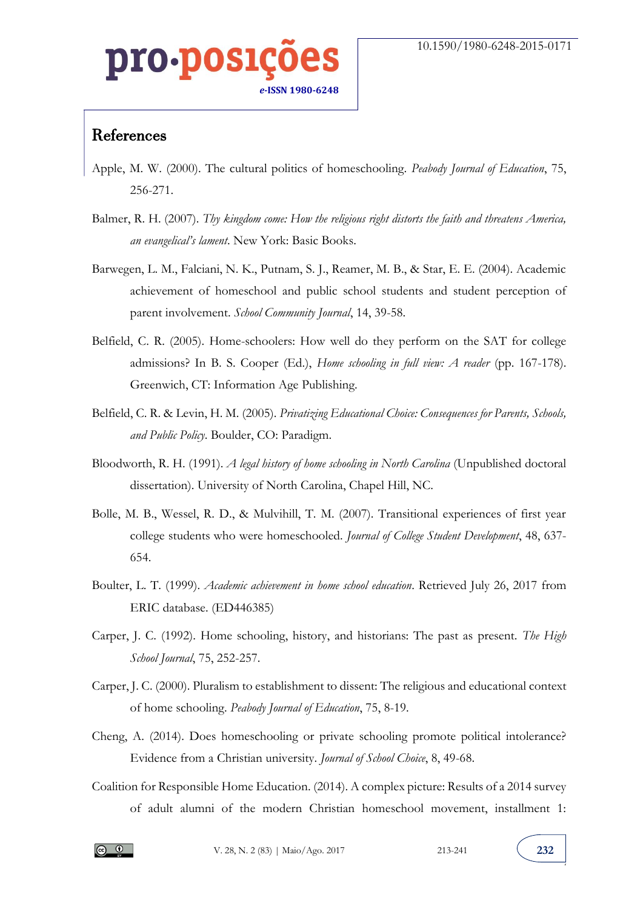## References

Apple, M. W. (2000). The cultural politics of homeschooling. *Peabody Journal of Education*, 75, 256-271.

Balmer, R. H. (2007). *Thy kingdom come: How the religious right distorts the faith and threatens America, an evangelical's lament*. New York: Basic Books.

Barwegen, L. M., Falciani, N. K., Putnam, S. J., Reamer, M. B., & Star, E. E. (2004). Academic achievement of homeschool and public school students and student perception of parent involvement. *School Community Journal*, 14, 39-58.

Belfield, C. R. (2005). Home-schoolers: How well do they perform on the SAT for college admissions? In B. S. Cooper (Ed.), *Home schooling in full view: A reader* (pp. 167-178). Greenwich, CT: Information Age Publishing.

Belfield, C. R. & Levin, H. M. (2005). *Privatizing Educational Choice: Consequences for Parents, Schools, and Public Policy*. Boulder, CO: Paradigm.

Bloodworth, R. H. (1991). *A legal history of home schooling in North Carolina* (Unpublished doctoral dissertation). University of North Carolina, Chapel Hill, NC.

Bolle, M. B., Wessel, R. D., & Mulvihill, T. M. (2007). Transitional experiences of first year college students who were homeschooled. *Journal of College Student Development*, 48, 637-654.

Boulter, L. T. (1999). *Academic achievement in home school education*. Retrieved July 26, 2017 from ERIC database. (ED446385)

Carper, J. C. (1992). Home schooling, history, and historians: The past as present. *The High School Journal*, 75, 252-257.

Carper, J. C. (2000). Pluralism to establishment to dissent: The religious and educational context of home schooling. *Peabody Journal of Education*, 75, 8-19.

Cheng, A. (2014). Does homeschooling or private schooling promote political intolerance? Evidence from a Christian university. *Journal of School Choice*, 8, 49-68.

Coalition for Responsible Home Education. (2014). A complex picture: Results of a 2014 survey of adult alumni of the modern Christian homeschool movement, installment 1: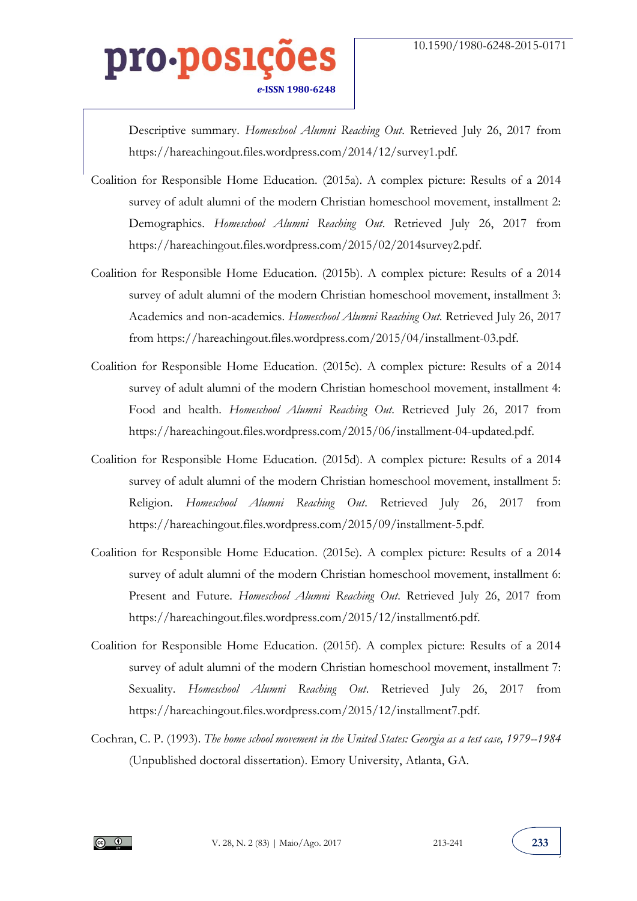Descriptive summary. *Homeschool Alumni Reaching Out*. Retrieved July 26, 2017 from https://hareachingout.files.wordpress.com/2014/12/survey1.pdf.

Coalition for Responsible Home Education. (2015a). A complex picture: Results of a 2014 survey of adult alumni of the modern Christian homeschool movement, installment 2: Demographics. *Homeschool Alumni Reaching Out*. Retrieved July 26, 2017 from https://hareachingout.files.wordpress.com/2015/02/2014survey2.pdf.

Coalition for Responsible Home Education. (2015b). A complex picture: Results of a 2014 survey of adult alumni of the modern Christian homeschool movement, installment 3: Academics and non-academics. *Homeschool Alumni Reaching Out*. Retrieved July 26, 2017 from https://hareachingout.files.wordpress.com/2015/04/installment-03.pdf.

Coalition for Responsible Home Education. (2015c). A complex picture: Results of a 2014 survey of adult alumni of the modern Christian homeschool movement, installment 4: Food and health. *Homeschool Alumni Reaching Out*. Retrieved July 26, 2017 from https://hareachingout.files.wordpress.com/2015/06/installment-04-updated.pdf.

Coalition for Responsible Home Education. (2015d). A complex picture: Results of a 2014 survey of adult alumni of the modern Christian homeschool movement, installment 5: Religion. *Homeschool Alumni Reaching Out*. Retrieved July 26, 2017 from https://hareachingout.files.wordpress.com/2015/09/installment-5.pdf.

Coalition for Responsible Home Education. (2015e). A complex picture: Results of a 2014 survey of adult alumni of the modern Christian homeschool movement, installment 6: Present and Future. *Homeschool Alumni Reaching Out*. Retrieved July 26, 2017 from https://hareachingout.files.wordpress.com/2015/12/installment6.pdf.

Coalition for Responsible Home Education. (2015f). A complex picture: Results of a 2014 survey of adult alumni of the modern Christian homeschool movement, installment 7: Sexuality. *Homeschool Alumni Reaching Out*. Retrieved July 26, 2017 from https://hareachingout.files.wordpress.com/2015/12/installment7.pdf.

Cochran, C. P. (1993). *The home school movement in the United States: Georgia as a test case, 1979--1984* (Unpublished doctoral dissertation). Emory University, Atlanta, GA.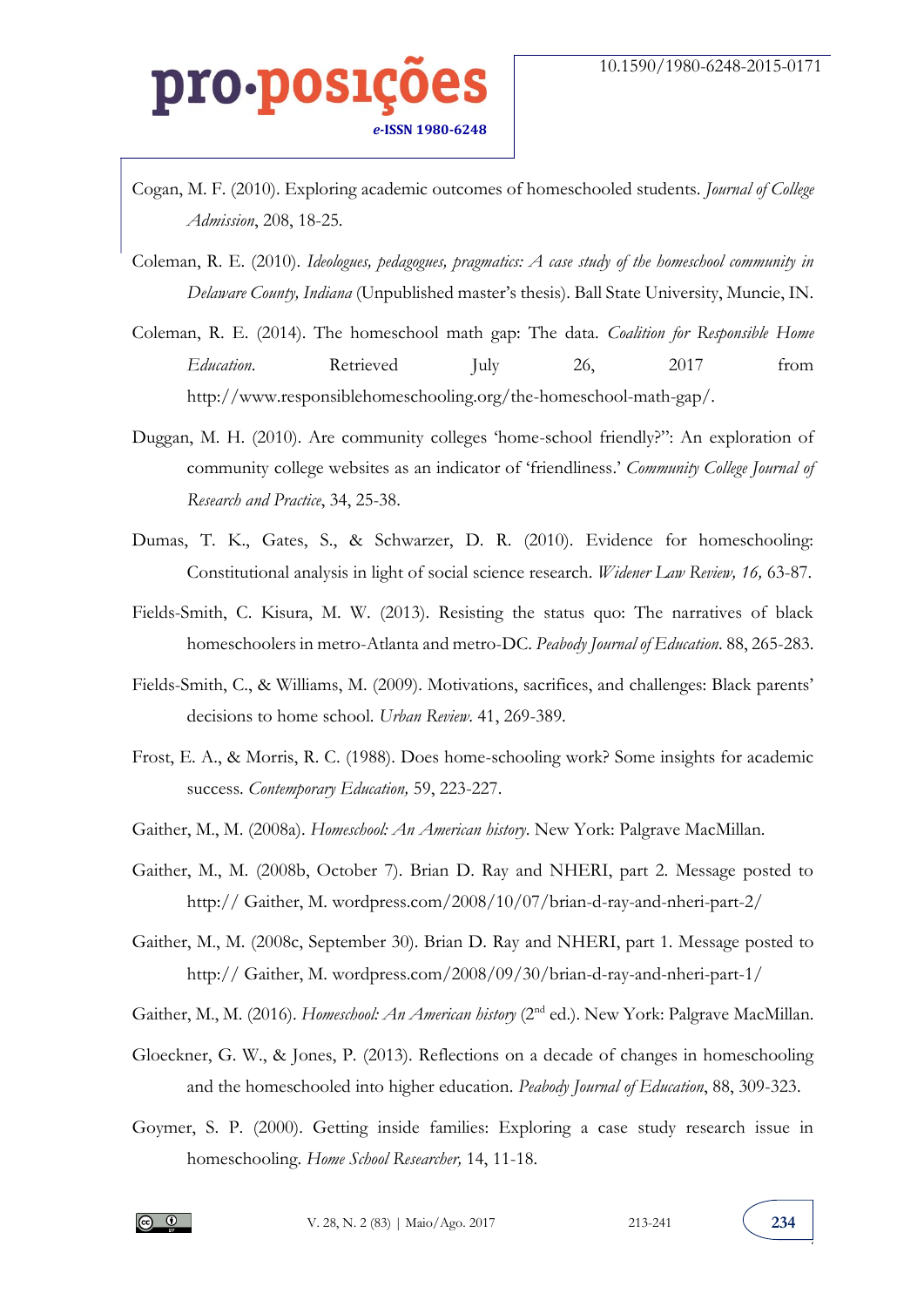Cogan, M. F. (2010). Exploring academic outcomes of homeschooled students. *Journal of College Admission*, 208, 18-25.

Coleman, R. E. (2010). *Ideologues, pedagogues, pragmatics: A case study of the homeschool community in Delaware County, Indiana* (Unpublished master's thesis). Ball State University, Muncie, IN.

Coleman, R. E. (2014). The homeschool math gap: The data. *Coalition for Responsible Home Education*. Retrieved July 26, 2017 from http://www.responsiblehomeschooling.org/the-homeschool-math-gap/.

Duggan, M. H. (2010). Are community colleges 'home-school friendly?": An exploration of community college websites as an indicator of 'friendliness.' *Community College Journal of Research and Practice*, 34, 25-38.

Dumas, T. K., Gates, S., & Schwarzer, D. R. (2010). Evidence for homeschooling: Constitutional analysis in light of social science research. *Widener Law Review, 16,* 63-87.

Fields-Smith, C. Kisura, M. W. (2013). Resisting the status quo: The narratives of black homeschoolers in metro-Atlanta and metro-DC. *Peabody Journal of Education*. 88, 265-283.

Fields-Smith, C., & Williams, M. (2009). Motivations, sacrifices, and challenges: Black parents' decisions to home school. *Urban Review*. 41, 269-389.

Frost, E. A., & Morris, R. C. (1988). Does home-schooling work? Some insights for academic success. *Contemporary Education,* 59, 223-227.

Gaither, M., M. (2008a). *Homeschool: An American history*. New York: Palgrave MacMillan.

Gaither, M., M. (2008b, October 7). Brian D. Ray and NHERI, part 2. Message posted to http:// Gaither, M. wordpress.com/2008/10/07/brian-d-ray-and-nheri-part-2/

Gaither, M., M. (2008c, September 30). Brian D. Ray and NHERI, part 1. Message posted to http:// Gaither, M. wordpress.com/2008/09/30/brian-d-ray-and-nheri-part-1/

Gaither, M., M. (2016). *Homeschool: An American history* (2nd ed.). New York: Palgrave MacMillan.

Gloeckner, G. W., & Jones, P. (2013). Reflections on a decade of changes in homeschooling and the homeschooled into higher education. *Peabody Journal of Education*, 88, 309-323.

Goymer, S. P. (2000). Getting inside families: Exploring a case study research issue in homeschooling. *Home School Researcher,* 14, 11-18.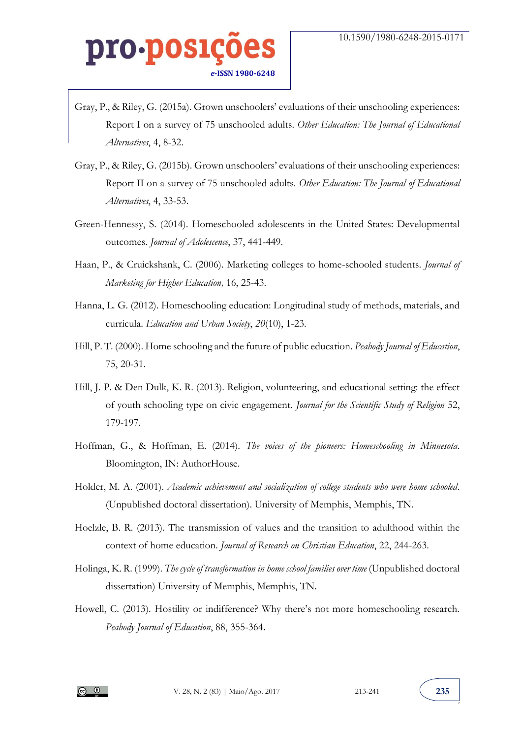Gray, P., & Riley, G. (2015a). Grown unschoolers' evaluations of their unschooling experiences: Report I on a survey of 75 unschooled adults. *Other Education: The Journal of Educational Alternatives*, 4, 8-32.

Gray, P., & Riley, G. (2015b). Grown unschoolers' evaluations of their unschooling experiences: Report II on a survey of 75 unschooled adults. *Other Education: The Journal of Educational Alternatives*, 4, 33-53.

Green-Hennessy, S. (2014). Homeschooled adolescents in the United States: Developmental outcomes. *Journal of Adolescence*, 37, 441-449.

Haan, P., & Cruickshank, C. (2006). Marketing colleges to home-schooled students. *Journal of Marketing for Higher Education,* 16, 25-43.

Hanna, L. G. (2012). Homeschooling education: Longitudinal study of methods, materials, and curricula. *Education and Urban Society*, *20*(10), 1-23.

Hill, P. T. (2000). Home schooling and the future of public education. *Peabody Journal of Education*, 75, 20-31.

Hill, J. P. & Den Dulk, K. R. (2013). Religion, volunteering, and educational setting: the effect of youth schooling type on civic engagement. *Journal for the Scientific Study of Religion* 52, 179-197.

Hoffman, G., & Hoffman, E. (2014). *The voices of the pioneers: Homeschooling in Minnesota*. Bloomington, IN: AuthorHouse.

Holder, M. A. (2001). *Academic achievement and socialization of college students who were home schooled*. (Unpublished doctoral dissertation). University of Memphis, Memphis, TN.

Hoelzle, B. R. (2013). The transmission of values and the transition to adulthood within the context of home education. *Journal of Research on Christian Education*, 22, 244-263.

Holinga, K. R. (1999). *The cycle of transformation in home school families over time* (Unpublished doctoral dissertation) University of Memphis, Memphis, TN.

Howell, C. (2013). Hostility or indifference? Why there's not more homeschooling research. *Peabody Journal of Education*, 88, 355-364.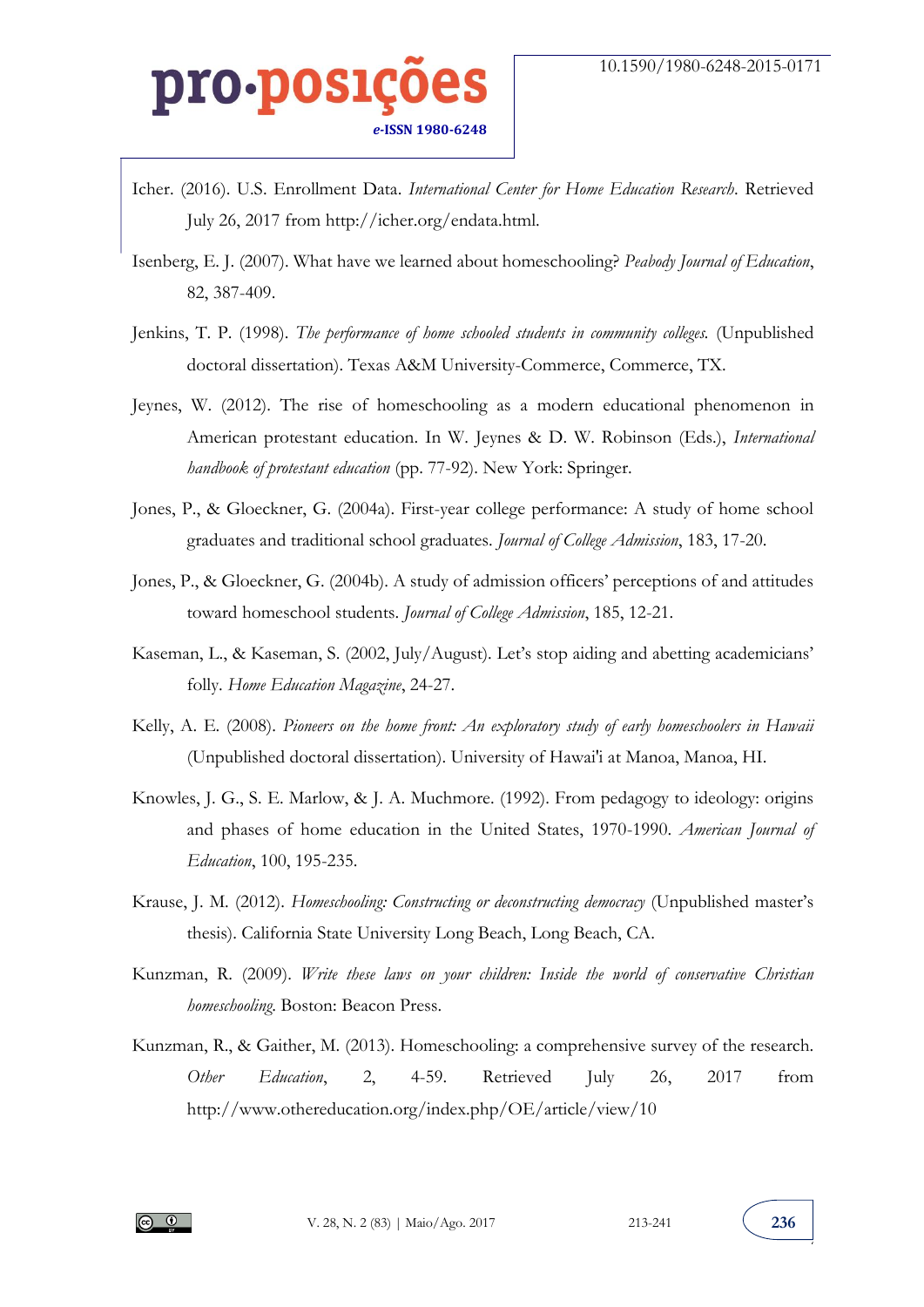Icher. (2016). U.S. Enrollment Data. *International Center for Home Education Research*. Retrieved July 26, 2017 from http://icher.org/endata.html.

Isenberg, E. J. (2007). What have we learned about homeschooling? *Peabody Journal of Education*, 82, 387-409.

Jenkins, T. P. (1998). *The performance of home schooled students in community colleges.* (Unpublished doctoral dissertation). Texas A&M University-Commerce, Commerce, TX.

Jeynes, W. (2012). The rise of homeschooling as a modern educational phenomenon in American protestant education. In W. Jeynes & D. W. Robinson (Eds.), *International handbook of protestant education* (pp. 77-92). New York: Springer.

Jones, P., & Gloeckner, G. (2004a). First-year college performance: A study of home school graduates and traditional school graduates. *Journal of College Admission*, 183, 17-20.

Jones, P., & Gloeckner, G. (2004b). A study of admission officers' perceptions of and attitudes toward homeschool students. *Journal of College Admission*, 185, 12-21.

Kaseman, L., & Kaseman, S. (2002, July/August). Let's stop aiding and abetting academicians' folly. *Home Education Magazine*, 24-27.

Kelly, A. E. (2008). *Pioneers on the home front: An exploratory study of early homeschoolers in Hawaii* (Unpublished doctoral dissertation). University of Hawai'i at Manoa, Manoa, HI.

Knowles, J. G., S. E. Marlow, & J. A. Muchmore. (1992). From pedagogy to ideology: origins and phases of home education in the United States, 1970-1990. *American Journal of Education*, 100, 195-235.

Krause, J. M. (2012). *Homeschooling: Constructing or deconstructing democracy* (Unpublished master's thesis). California State University Long Beach, Long Beach, CA.

Kunzman, R. (2009). *Write these laws on your children: Inside the world of conservative Christian homeschooling.* Boston: Beacon Press.

Kunzman, R., & Gaither, M. (2013). Homeschooling: a comprehensive survey of the research. *Other Education*, 2, 4-59. Retrieved July 26, 2017 from http://www.othereducation.org/index.php/OE/article/view/10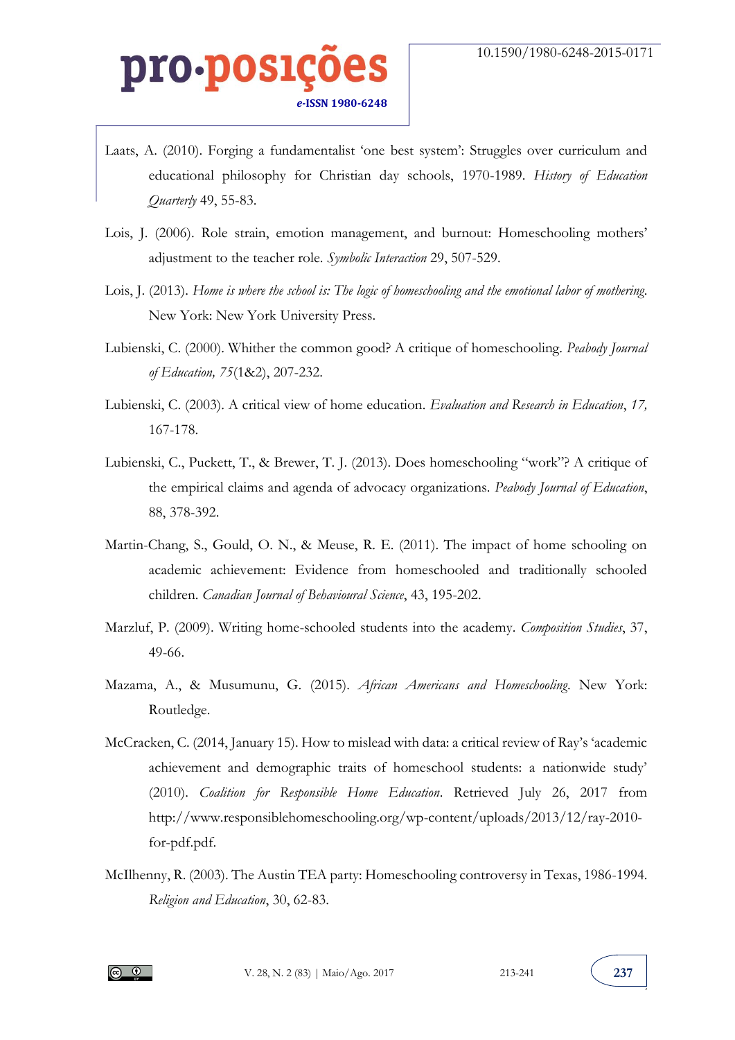Laats, A. (2010). Forging a fundamentalist 'one best system': Struggles over curriculum and educational philosophy for Christian day schools, 1970-1989. *History of Education Quarterly* 49, 55-83.

Lois, J. (2006). Role strain, emotion management, and burnout: Homeschooling mothers' adjustment to the teacher role. *Symbolic Interaction* 29, 507-529.

Lois, J. (2013). *Home is where the school is: The logic of homeschooling and the emotional labor of mothering*. New York: New York University Press.

Lubienski, C. (2000). Whither the common good? A critique of homeschooling. *Peabody Journal of Education, 75*(1&2), 207-232.

Lubienski, C. (2003). A critical view of home education. *Evaluation and Research in Education*, *17,* 167-178.

Lubienski, C., Puckett, T., & Brewer, T. J. (2013). Does homeschooling "work"? A critique of the empirical claims and agenda of advocacy organizations. *Peabody Journal of Education*, 88, 378-392.

Martin-Chang, S., Gould, O. N., & Meuse, R. E. (2011). The impact of home schooling on academic achievement: Evidence from homeschooled and traditionally schooled children. *Canadian Journal of Behavioural Science*, 43, 195-202.

Marzluf, P. (2009). Writing home-schooled students into the academy. *Composition Studies*, 37, 49-66.

Mazama, A., & Musumunu, G. (2015). *African Americans and Homeschooling*. New York: Routledge.

McCracken, C. (2014, January 15). How to mislead with data: a critical review of Ray's 'academic achievement and demographic traits of homeschool students: a nationwide study' (2010). *Coalition for Responsible Home Education*. Retrieved July 26, 2017 from http://www.responsiblehomeschooling.org/wp-content/uploads/2013/12/ray-2010-for-pdf.pdf.

McIlhenny, R. (2003). The Austin TEA party: Homeschooling controversy in Texas, 1986-1994. *Religion and Education*, 30, 62-83.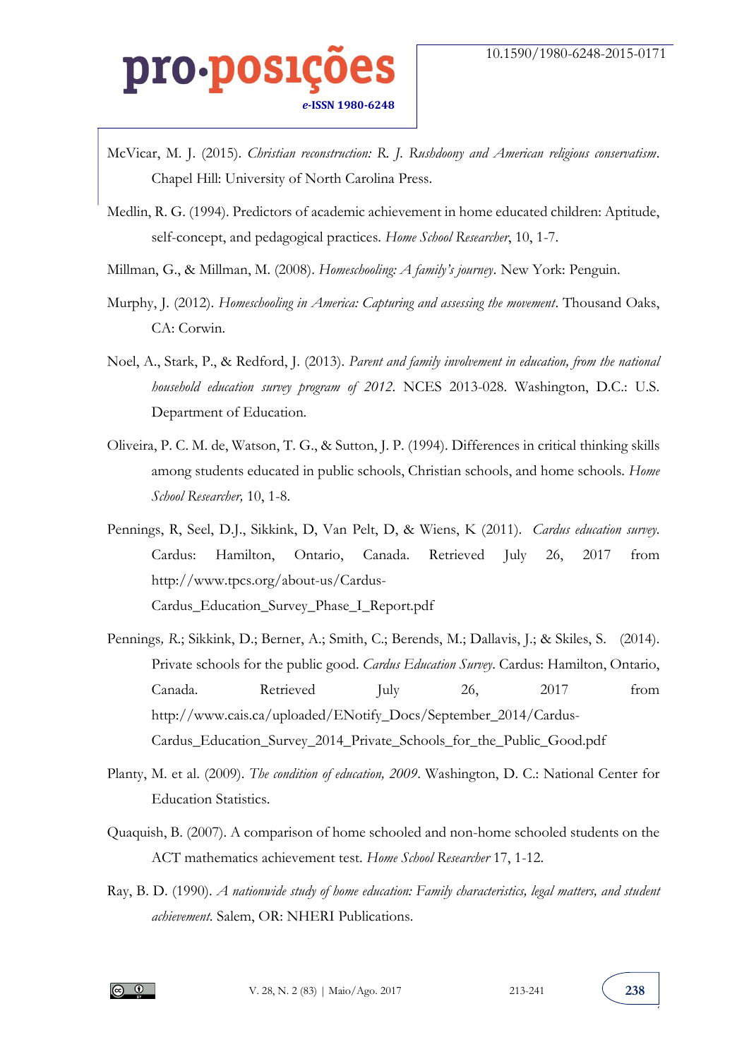McVicar, M. J. (2015). *Christian reconstruction: R. J. Rushdoony and American religious conservatism*. Chapel Hill: University of North Carolina Press.

Medlin, R. G. (1994). Predictors of academic achievement in home educated children: Aptitude, self-concept, and pedagogical practices. *Home School Researcher*, 10, 1-7.

Millman, G., & Millman, M. (2008). *Homeschooling: A family's journey*. New York: Penguin.

Murphy, J. (2012). *Homeschooling in America: Capturing and assessing the movement*. Thousand Oaks, CA: Corwin.

Noel, A., Stark, P., & Redford, J. (2013). *Parent and family involvement in education, from the national household education survey program of 2012*. NCES 2013-028. Washington, D.C.: U.S. Department of Education.

Oliveira, P. C. M. de, Watson, T. G., & Sutton, J. P. (1994). Differences in critical thinking skills among students educated in public schools, Christian schools, and home schools. *Home School Researcher,* 10, 1-8.

Pennings, R, Seel, D.J., Sikkink, D, Van Pelt, D, & Wiens, K (2011). *Cardus education survey.* Cardus: Hamilton, Ontario, Canada. Retrieved July 26, 2017 from http://www.tpcs.org/about-us/Cardus-Cardus_Education_Survey_Phase_I_Report.pdf

Pennings*, R.*; Sikkink, D.; Berner, A.; Smith, C.; Berends, M.; Dallavis, J.; & Skiles, S. (2014). Private schools for the public good. *Cardus Education Survey*. Cardus: Hamilton, Ontario, Canada. Retrieved July 26, 2017 from http://www.cais.ca/uploaded/ENotify_Docs/September_2014/Cardus-Cardus_Education_Survey_2014_Private_Schools_for_the_Public_Good.pdf

Planty, M. et al. (2009). *The condition of education, 2009*. Washington, D. C.: National Center for Education Statistics.

Quaquish, B. (2007). A comparison of home schooled and non-home schooled students on the ACT mathematics achievement test. *Home School Researcher* 17, 1-12.

Ray, B. D. (1990). *A nationwide study of home education: Family characteristics, legal matters, and student achievement.* Salem, OR: NHERI Publications.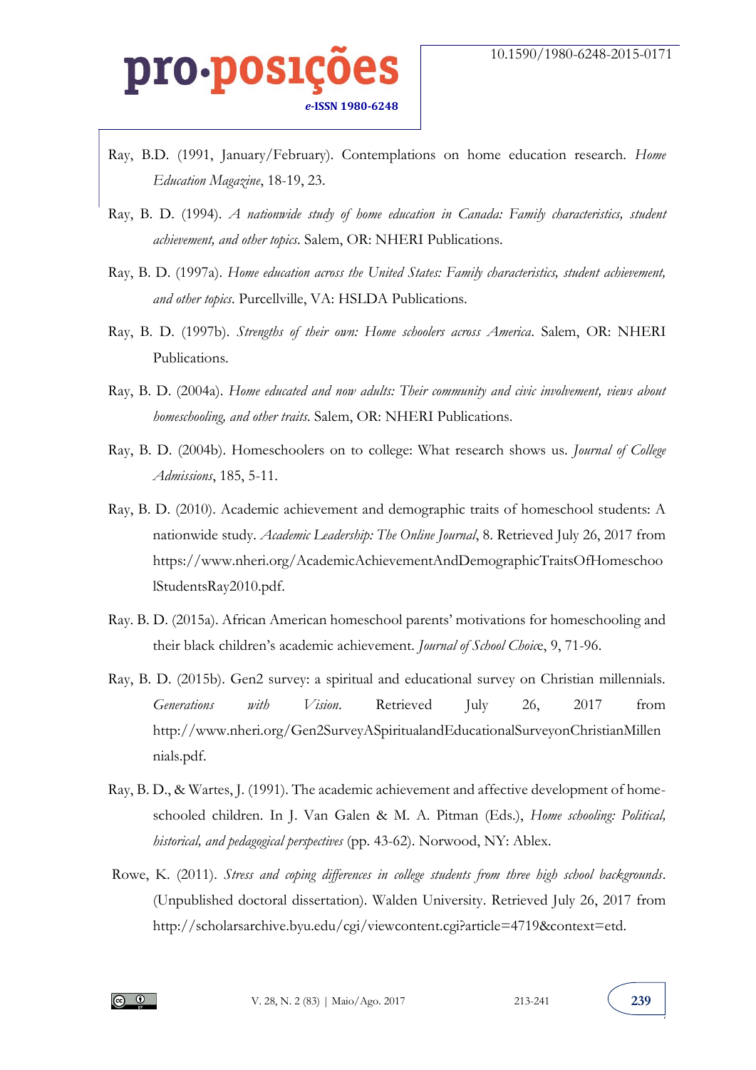Ray, B.D. (1991, January/February). Contemplations on home education research. *Home Education Magazine*, 18-19, 23.

Ray, B. D. (1994). *A nationwide study of home education in Canada: Family characteristics, student achievement, and other topics*. Salem, OR: NHERI Publications.

Ray, B. D. (1997a). *Home education across the United States: Family characteristics, student achievement, and other topics*. Purcellville, VA: HSLDA Publications.

Ray, B. D. (1997b). *Strengths of their own: Home schoolers across America*. Salem, OR: NHERI Publications.

Ray, B. D. (2004a). *Home educated and now adults: Their community and civic involvement, views about homeschooling, and other traits*. Salem, OR: NHERI Publications.

Ray, B. D. (2004b). Homeschoolers on to college: What research shows us. *Journal of College Admissions*, 185, 5-11.

Ray, B. D. (2010). Academic achievement and demographic traits of homeschool students: A nationwide study. *Academic Leadership: The Online Journal*, 8. Retrieved July 26, 2017 from https://www.nheri.org/AcademicAchievementAndDemographicTraitsOfHomeschoolStudentsRay2010.pdf.

Ray. B. D. (2015a). African American homeschool parents' motivations for homeschooling and their black children's academic achievement. *Journal of School Choic*e, 9, 71-96.

Ray, B. D. (2015b). Gen2 survey: a spiritual and educational survey on Christian millennials. *Generations with Vision*. Retrieved July 26, 2017 from http://www.nheri.org/Gen2SurveyASpiritualandEducationalSurveyonChristianMillennials.pdf.

Ray, B. D., & Wartes, J. (1991). The academic achievement and affective development of home-schooled children. In J. Van Galen & M. A. Pitman (Eds.), *Home schooling: Political, historical, and pedagogical perspectives* (pp. 43-62). Norwood, NY: Ablex.

Rowe, K. (2011). *Stress and coping differences in college students from three high school backgrounds*. (Unpublished doctoral dissertation). Walden University. Retrieved July 26, 2017 from http://scholarsarchive.byu.edu/cgi/viewcontent.cgi?article=4719&context=etd.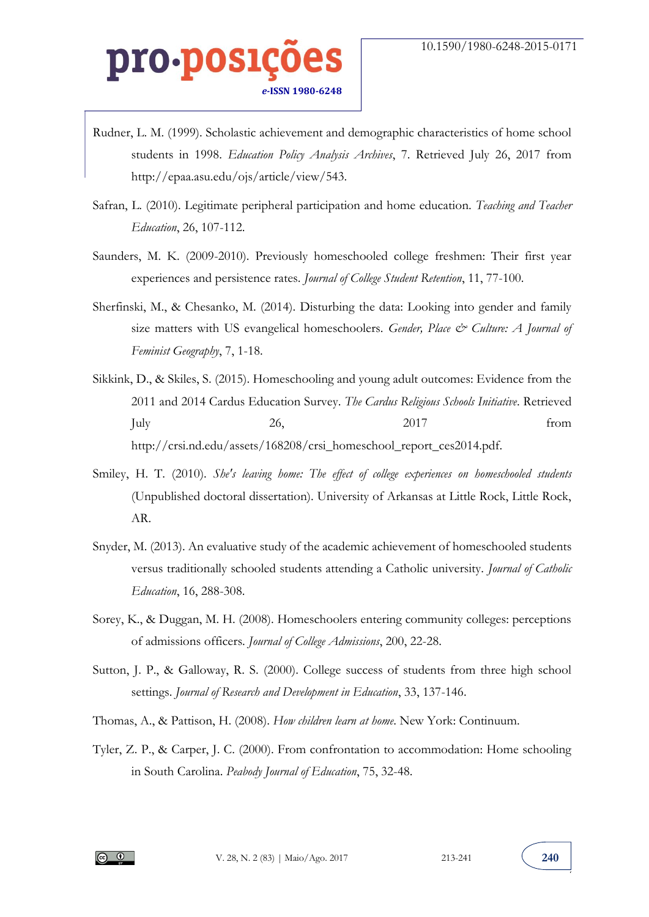Rudner, L. M. (1999). Scholastic achievement and demographic characteristics of home school students in 1998. *Education Policy Analysis Archives*, 7. Retrieved July 26, 2017 from http://epaa.asu.edu/ojs/article/view/543.

Safran, L. (2010). Legitimate peripheral participation and home education. *Teaching and Teacher Education*, 26, 107-112.

Saunders, M. K. (2009-2010). Previously homeschooled college freshmen: Their first year experiences and persistence rates. *Journal of College Student Retention*, 11, 77-100.

Sherfinski, M., & Chesanko, M. (2014). Disturbing the data: Looking into gender and family size matters with US evangelical homeschoolers. *Gender, Place & Culture: A Journal of Feminist Geography*, 7, 1-18.

Sikkink, D., & Skiles, S. (2015). Homeschooling and young adult outcomes: Evidence from the 2011 and 2014 Cardus Education Survey. *The Cardus Religious Schools Initiative*. Retrieved July 26, 2017 from http://crsi.nd.edu/assets/168208/crsi_homeschool_report_ces2014.pdf.

Smiley, H. T. (2010). *She's leaving home: The effect of college experiences on homeschooled students* (Unpublished doctoral dissertation). University of Arkansas at Little Rock, Little Rock, AR.

Snyder, M. (2013). An evaluative study of the academic achievement of homeschooled students versus traditionally schooled students attending a Catholic university. *Journal of Catholic Education*, 16, 288-308.

Sorey, K., & Duggan, M. H. (2008). Homeschoolers entering community colleges: perceptions of admissions officers. *Journal of College Admissions*, 200, 22-28.

Sutton, J. P., & Galloway, R. S. (2000). College success of students from three high school settings. *Journal of Research and Development in Education*, 33, 137-146.

Thomas, A., & Pattison, H. (2008). *How children learn at home*. New York: Continuum.

Tyler, Z. P., & Carper, J. C. (2000). From confrontation to accommodation: Home schooling in South Carolina. *Peabody Journal of Education*, 75, 32-48.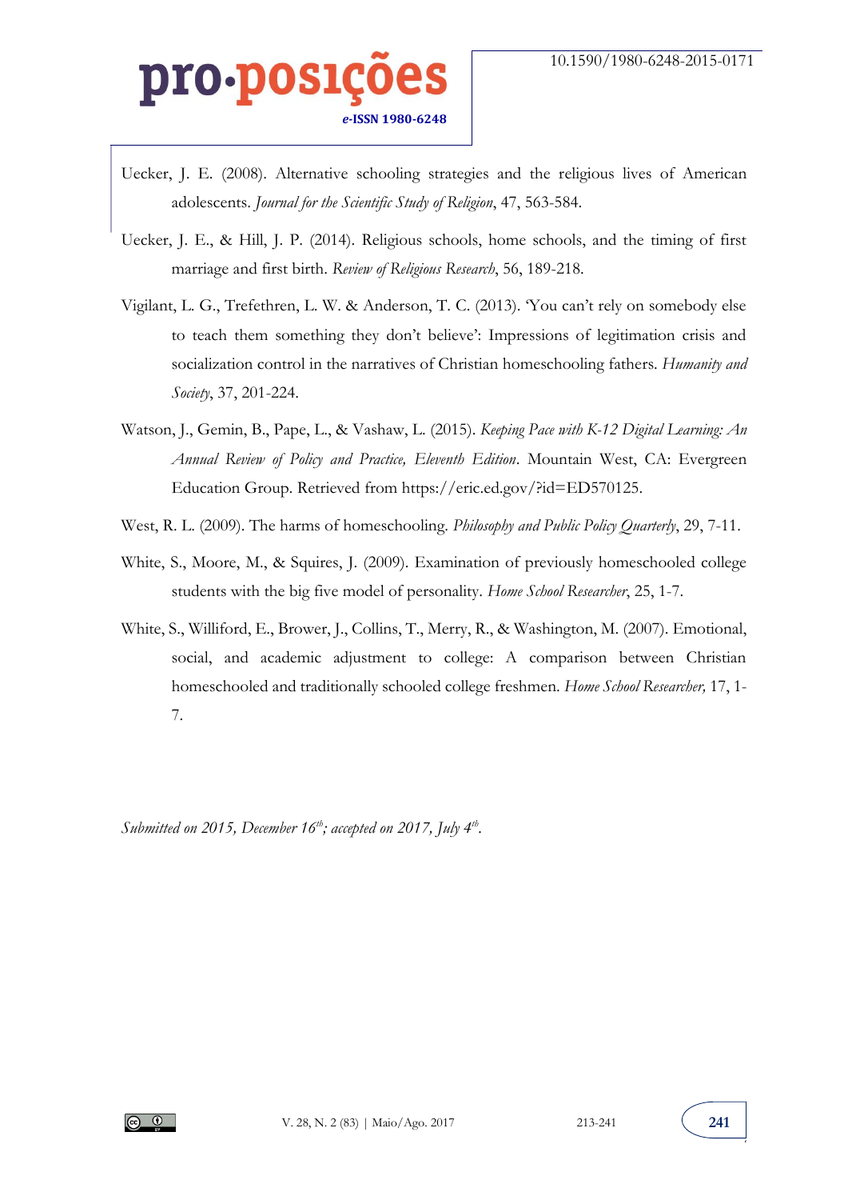Uecker, J. E. (2008). Alternative schooling strategies and the religious lives of American adolescents. *Journal for the Scientific Study of Religion*, 47, 563-584.

Uecker, J. E., & Hill, J. P. (2014). Religious schools, home schools, and the timing of first marriage and first birth. *Review of Religious Research*, 56, 189-218.

Vigilant, L. G., Trefethren, L. W. & Anderson, T. C. (2013). 'You can't rely on somebody else to teach them something they don't believe': Impressions of legitimation crisis and socialization control in the narratives of Christian homeschooling fathers. *Humanity and Society*, 37, 201-224.

Watson, J., Gemin, B., Pape, L., & Vashaw, L. (2015). *Keeping Pace with K-12 Digital Learning: An Annual Review of Policy and Practice, Eleventh Edition*. Mountain West, CA: Evergreen Education Group. Retrieved from https://eric.ed.gov/?id=ED570125.

West, R. L. (2009). The harms of homeschooling. *Philosophy and Public Policy Quarterly*, 29, 7-11.

White, S., Moore, M., & Squires, J. (2009). Examination of previously homeschooled college students with the big five model of personality. *Home School Researcher*, 25, 1-7.

White, S., Williford, E., Brower, J., Collins, T., Merry, R., & Washington, M. (2007). Emotional, social, and academic adjustment to college: A comparison between Christian homeschooled and traditionally schooled college freshmen. *Home School Researcher,* 17, 1-7.

*Submitted on 2015, December 16th; accepted on 2017, July 4th.*